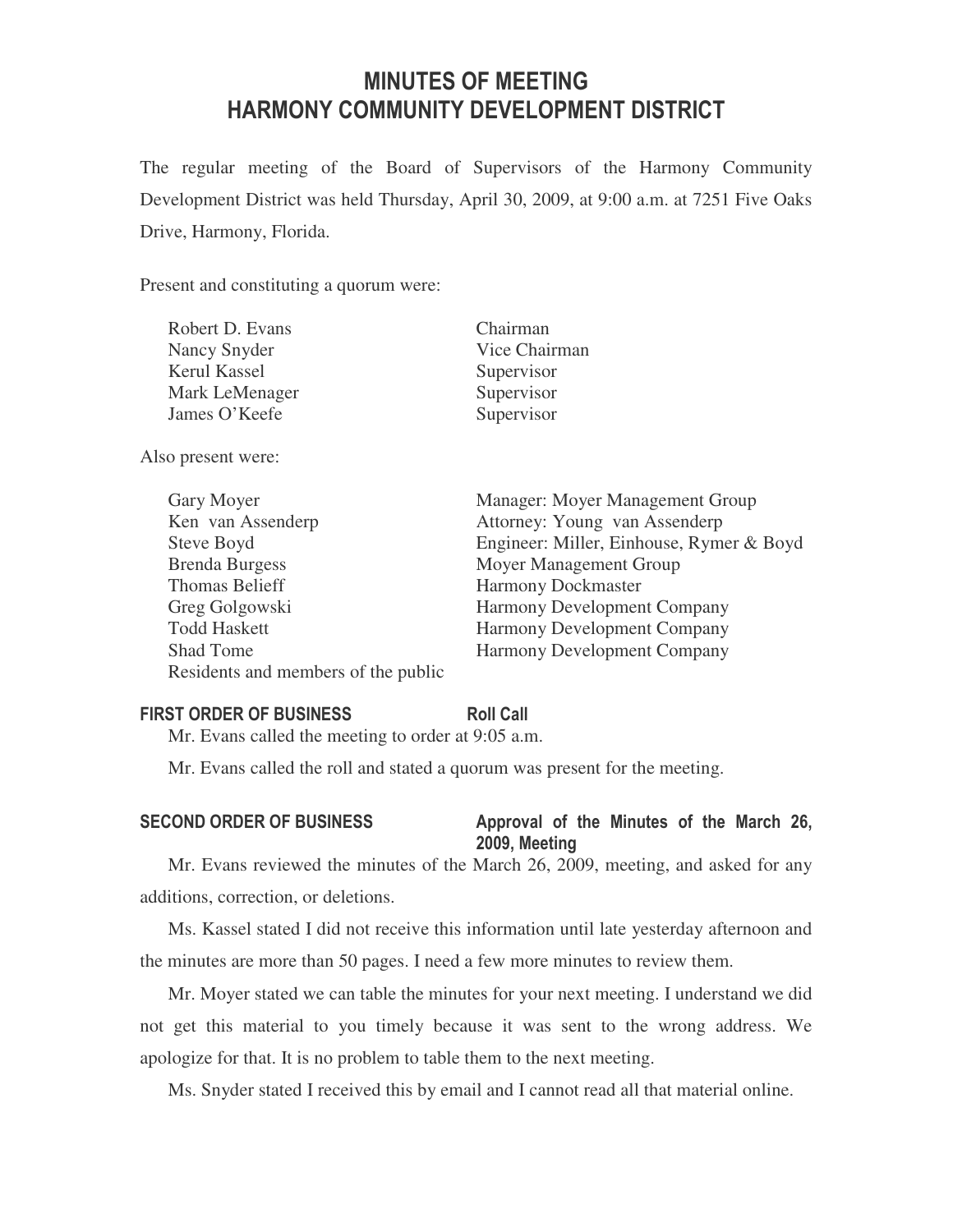# MINUTES OF MEETING
# HARMONY COMMUNITY DEVELOPMENT DISTRICT

The regular meeting of the Board of Supervisors of the Harmony Community Development District was held Thursday, April 30, 2009, at 9:00 a.m. at 7251 Five Oaks Drive, Harmony, Florida.

Present and constituting a quorum were:

| | |
|---|---|
| Robert D. Evans | Chairman |
| Nancy Snyder | Vice Chairman |
| Kerul Kassel | Supervisor |
| Mark LeMenager | Supervisor |
| James O'Keefe | Supervisor |

Also present were:

| | |
|---|---|
| Gary Moyer | Manager: Moyer Management Group |
| Ken van Assenderp | Attorney: Young van Assenderp |
| Steve Boyd | Engineer: Miller, Einhouse, Rymer & Boyd |
| Brenda Burgess | Moyer Management Group |
| Thomas Belieff | Harmony Dockmaster |
| Greg Golgowski | Harmony Development Company |
| Todd Haskett | Harmony Development Company |
| Shad Tome | Harmony Development Company |
| Residents and members of the public | |

**FIRST ORDER OF BUSINESS** **Roll Call**

Mr. Evans called the meeting to order at 9:05 a.m.

Mr. Evans called the roll and stated a quorum was present for the meeting.

**SECOND ORDER OF BUSINESS** **Approval of the Minutes of the March 26, 2009, Meeting**

Mr. Evans reviewed the minutes of the March 26, 2009, meeting, and asked for any additions, correction, or deletions.

Ms. Kassel stated I did not receive this information until late yesterday afternoon and the minutes are more than 50 pages. I need a few more minutes to review them.

Mr. Moyer stated we can table the minutes for your next meeting. I understand we did not get this material to you timely because it was sent to the wrong address. We apologize for that. It is no problem to table them to the next meeting.

Ms. Snyder stated I received this by email and I cannot read all that material online.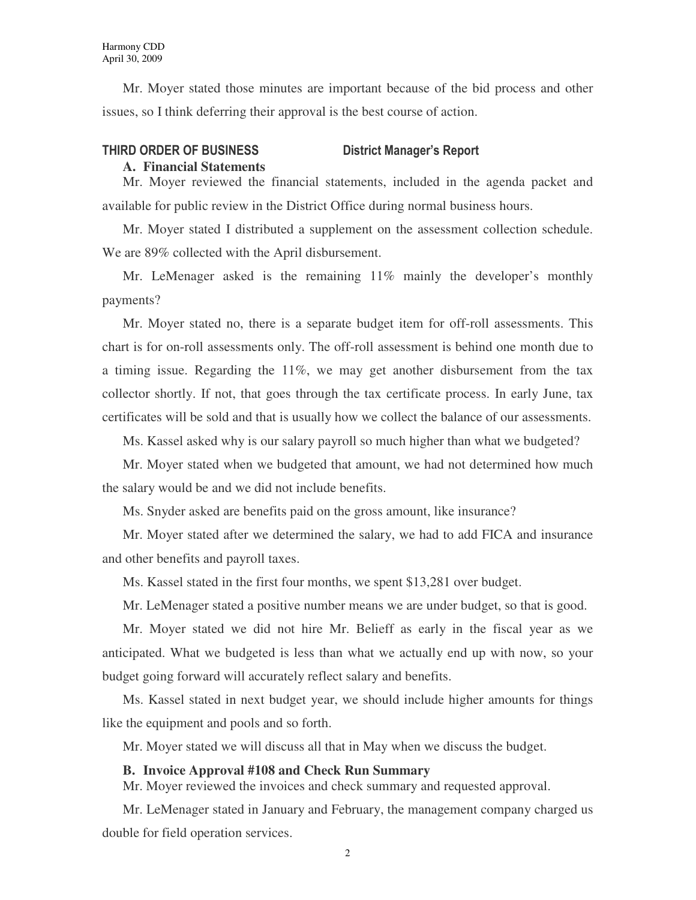Mr. Moyer stated those minutes are important because of the bid process and other issues, so I think deferring their approval is the best course of action.

## THIRD ORDER OF BUSINESS District Manager's Report

### A. Financial Statements

Mr. Moyer reviewed the financial statements, included in the agenda packet and available for public review in the District Office during normal business hours.

Mr. Moyer stated I distributed a supplement on the assessment collection schedule. We are 89% collected with the April disbursement.

Mr. LeMenager asked is the remaining 11% mainly the developer's monthly payments?

Mr. Moyer stated no, there is a separate budget item for off-roll assessments. This chart is for on-roll assessments only. The off-roll assessment is behind one month due to a timing issue. Regarding the 11%, we may get another disbursement from the tax collector shortly. If not, that goes through the tax certificate process. In early June, tax certificates will be sold and that is usually how we collect the balance of our assessments.

Ms. Kassel asked why is our salary payroll so much higher than what we budgeted?

Mr. Moyer stated when we budgeted that amount, we had not determined how much the salary would be and we did not include benefits.

Ms. Snyder asked are benefits paid on the gross amount, like insurance?

Mr. Moyer stated after we determined the salary, we had to add FICA and insurance and other benefits and payroll taxes.

Ms. Kassel stated in the first four months, we spent $13,281 over budget.

Mr. LeMenager stated a positive number means we are under budget, so that is good.

Mr. Moyer stated we did not hire Mr. Belieff as early in the fiscal year as we anticipated. What we budgeted is less than what we actually end up with now, so your budget going forward will accurately reflect salary and benefits.

Ms. Kassel stated in next budget year, we should include higher amounts for things like the equipment and pools and so forth.

Mr. Moyer stated we will discuss all that in May when we discuss the budget.

### B. Invoice Approval #108 and Check Run Summary

Mr. Moyer reviewed the invoices and check summary and requested approval.

Mr. LeMenager stated in January and February, the management company charged us double for field operation services.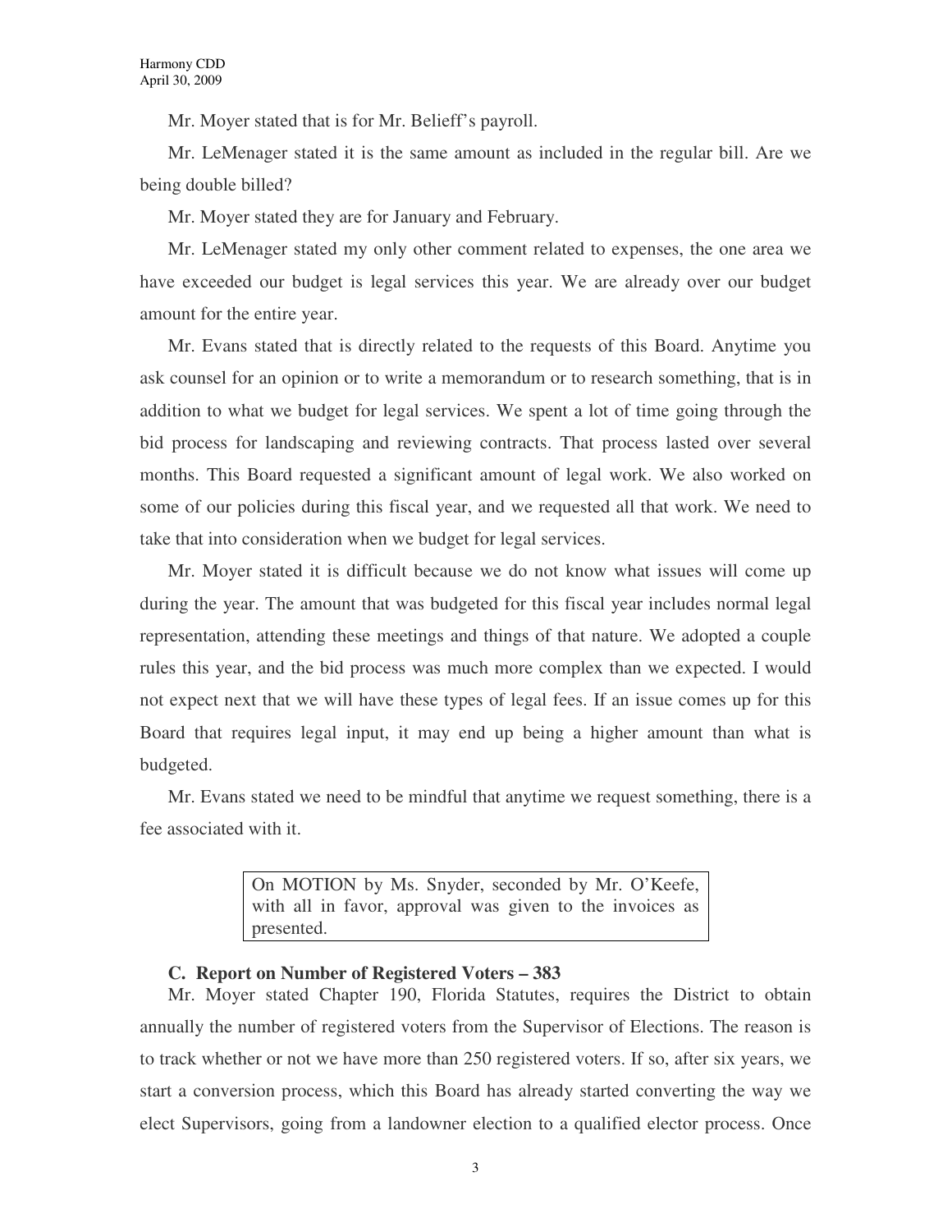Mr. Moyer stated that is for Mr. Belieff's payroll.

Mr. LeMenager stated it is the same amount as included in the regular bill. Are we being double billed?

Mr. Moyer stated they are for January and February.

Mr. LeMenager stated my only other comment related to expenses, the one area we have exceeded our budget is legal services this year. We are already over our budget amount for the entire year.

Mr. Evans stated that is directly related to the requests of this Board. Anytime you ask counsel for an opinion or to write a memorandum or to research something, that is in addition to what we budget for legal services. We spent a lot of time going through the bid process for landscaping and reviewing contracts. That process lasted over several months. This Board requested a significant amount of legal work. We also worked on some of our policies during this fiscal year, and we requested all that work. We need to take that into consideration when we budget for legal services.

Mr. Moyer stated it is difficult because we do not know what issues will come up during the year. The amount that was budgeted for this fiscal year includes normal legal representation, attending these meetings and things of that nature. We adopted a couple rules this year, and the bid process was much more complex than we expected. I would not expect next that we will have these types of legal fees. If an issue comes up for this Board that requires legal input, it may end up being a higher amount than what is budgeted.

Mr. Evans stated we need to be mindful that anytime we request something, there is a fee associated with it.

> On MOTION by Ms. Snyder, seconded by Mr. O'Keefe, with all in favor, approval was given to the invoices as presented.

**C. Report on Number of Registered Voters – 383**

Mr. Moyer stated Chapter 190, Florida Statutes, requires the District to obtain annually the number of registered voters from the Supervisor of Elections. The reason is to track whether or not we have more than 250 registered voters. If so, after six years, we start a conversion process, which this Board has already started converting the way we elect Supervisors, going from a landowner election to a qualified elector process. Once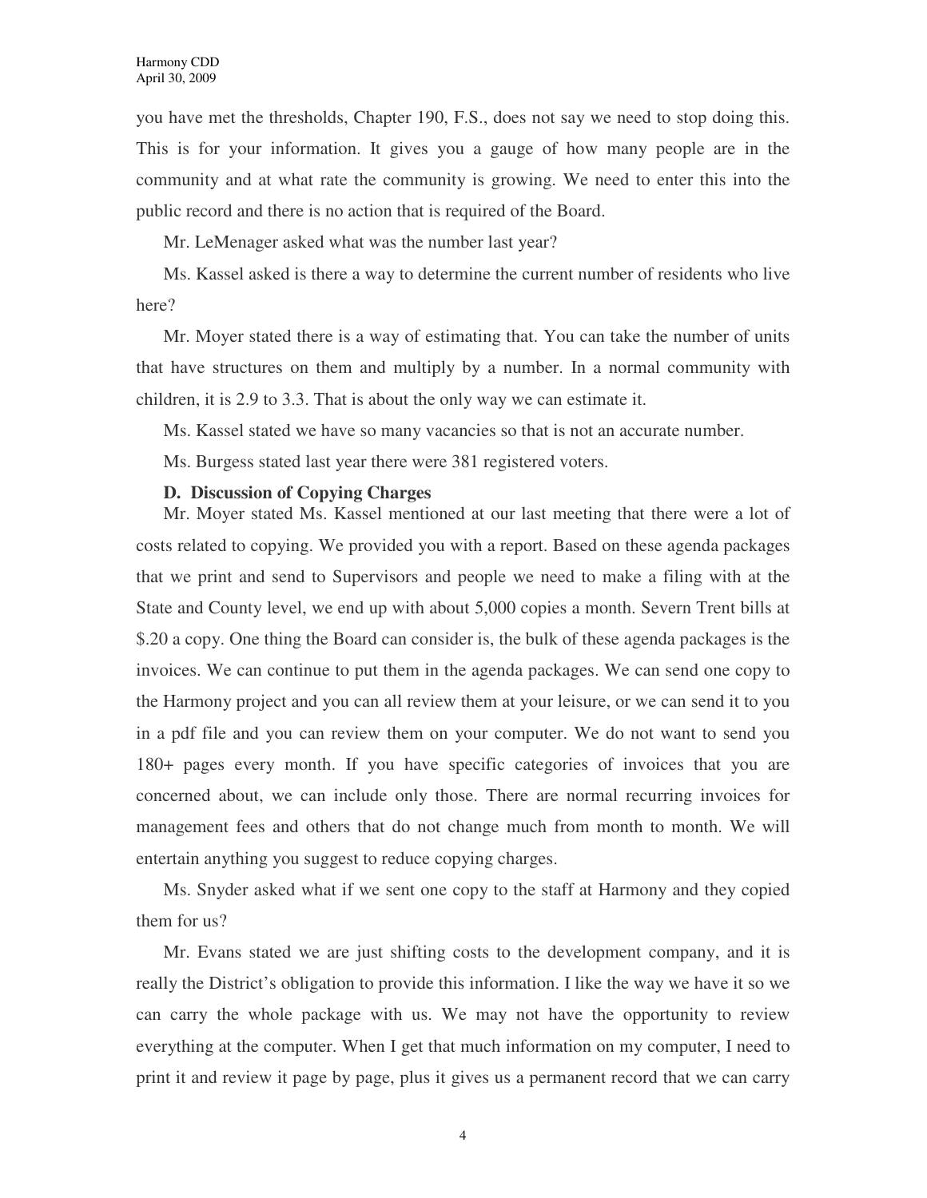you have met the thresholds, Chapter 190, F.S., does not say we need to stop doing this. This is for your information. It gives you a gauge of how many people are in the community and at what rate the community is growing. We need to enter this into the public record and there is no action that is required of the Board.

Mr. LeMenager asked what was the number last year?

Ms. Kassel asked is there a way to determine the current number of residents who live here?

Mr. Moyer stated there is a way of estimating that. You can take the number of units that have structures on them and multiply by a number. In a normal community with children, it is 2.9 to 3.3. That is about the only way we can estimate it.

Ms. Kassel stated we have so many vacancies so that is not an accurate number.

Ms. Burgess stated last year there were 381 registered voters.

**D. Discussion of Copying Charges**

Mr. Moyer stated Ms. Kassel mentioned at our last meeting that there were a lot of costs related to copying. We provided you with a report. Based on these agenda packages that we print and send to Supervisors and people we need to make a filing with at the State and County level, we end up with about 5,000 copies a month. Severn Trent bills at $.20 a copy. One thing the Board can consider is, the bulk of these agenda packages is the invoices. We can continue to put them in the agenda packages. We can send one copy to the Harmony project and you can all review them at your leisure, or we can send it to you in a pdf file and you can review them on your computer. We do not want to send you 180+ pages every month. If you have specific categories of invoices that you are concerned about, we can include only those. There are normal recurring invoices for management fees and others that do not change much from month to month. We will entertain anything you suggest to reduce copying charges.

Ms. Snyder asked what if we sent one copy to the staff at Harmony and they copied them for us?

Mr. Evans stated we are just shifting costs to the development company, and it is really the District's obligation to provide this information. I like the way we have it so we can carry the whole package with us. We may not have the opportunity to review everything at the computer. When I get that much information on my computer, I need to print it and review it page by page, plus it gives us a permanent record that we can carry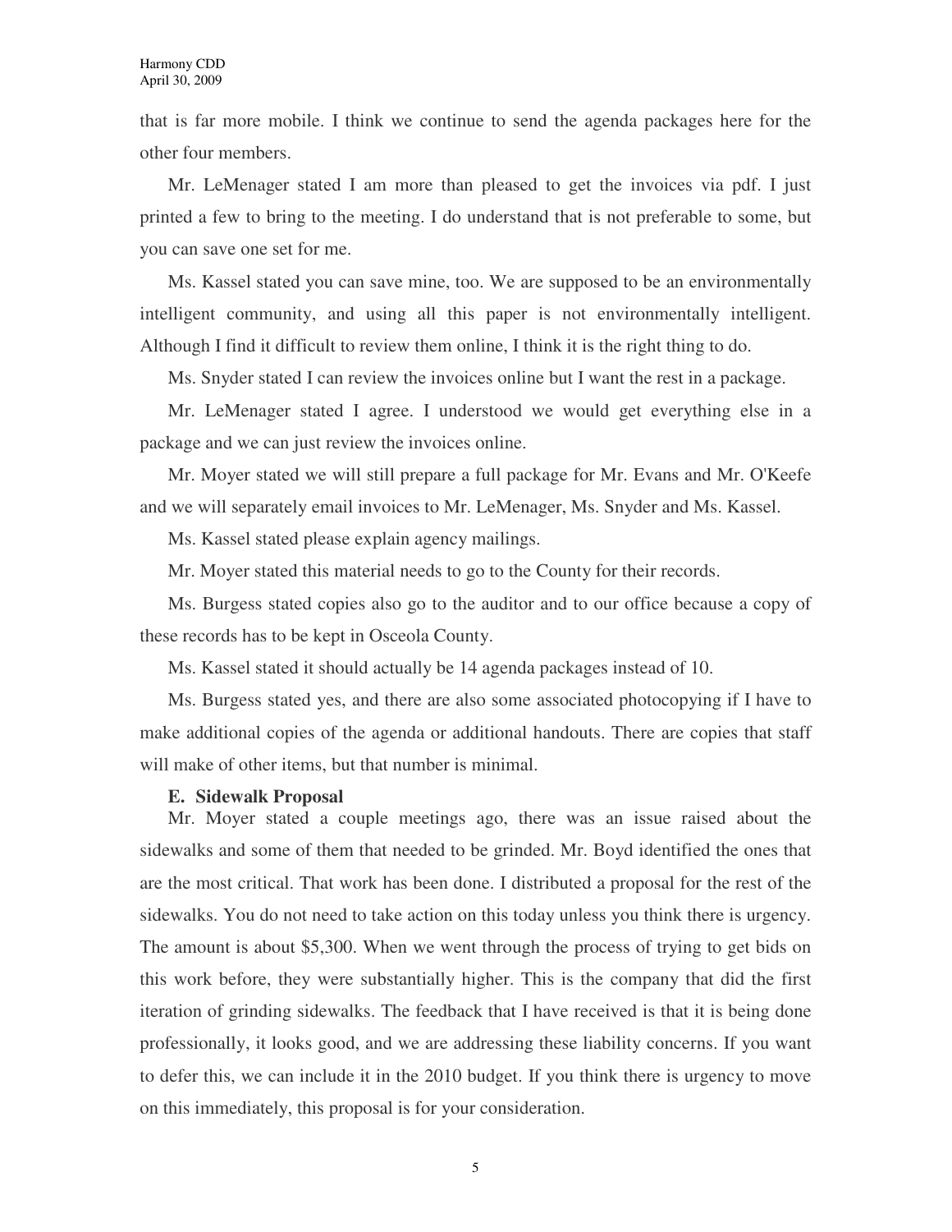that is far more mobile. I think we continue to send the agenda packages here for the other four members.

Mr. LeMenager stated I am more than pleased to get the invoices via pdf. I just printed a few to bring to the meeting. I do understand that is not preferable to some, but you can save one set for me.

Ms. Kassel stated you can save mine, too. We are supposed to be an environmentally intelligent community, and using all this paper is not environmentally intelligent. Although I find it difficult to review them online, I think it is the right thing to do.

Ms. Snyder stated I can review the invoices online but I want the rest in a package.

Mr. LeMenager stated I agree. I understood we would get everything else in a package and we can just review the invoices online.

Mr. Moyer stated we will still prepare a full package for Mr. Evans and Mr. O'Keefe and we will separately email invoices to Mr. LeMenager, Ms. Snyder and Ms. Kassel.

Ms. Kassel stated please explain agency mailings.

Mr. Moyer stated this material needs to go to the County for their records.

Ms. Burgess stated copies also go to the auditor and to our office because a copy of these records has to be kept in Osceola County.

Ms. Kassel stated it should actually be 14 agenda packages instead of 10.

Ms. Burgess stated yes, and there are also some associated photocopying if I have to make additional copies of the agenda or additional handouts. There are copies that staff will make of other items, but that number is minimal.

**E. Sidewalk Proposal**

Mr. Moyer stated a couple meetings ago, there was an issue raised about the sidewalks and some of them that needed to be grinded. Mr. Boyd identified the ones that are the most critical. That work has been done. I distributed a proposal for the rest of the sidewalks. You do not need to take action on this today unless you think there is urgency. The amount is about $5,300. When we went through the process of trying to get bids on this work before, they were substantially higher. This is the company that did the first iteration of grinding sidewalks. The feedback that I have received is that it is being done professionally, it looks good, and we are addressing these liability concerns. If you want to defer this, we can include it in the 2010 budget. If you think there is urgency to move on this immediately, this proposal is for your consideration.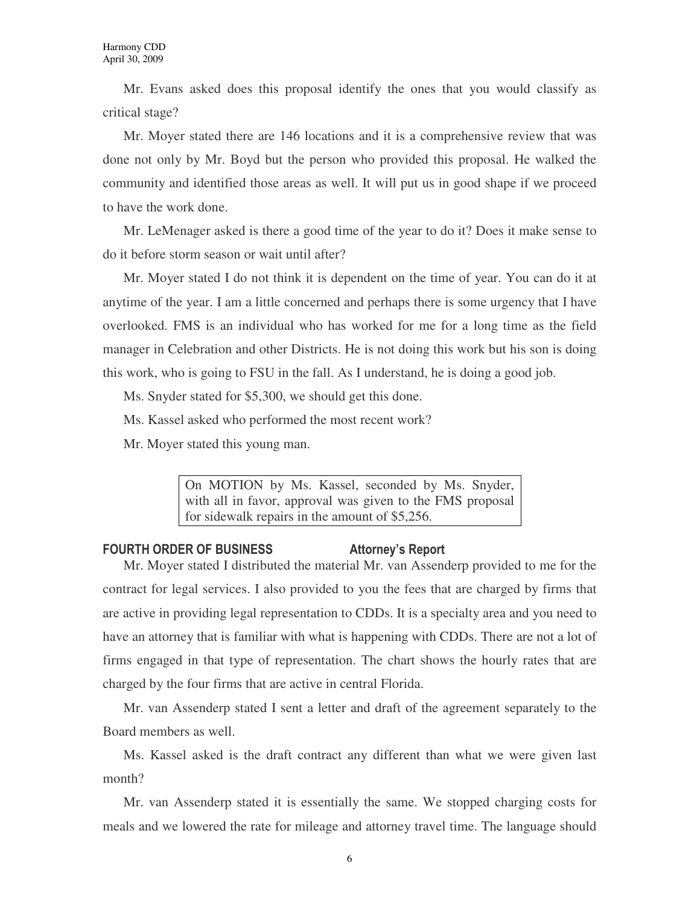Mr. Evans asked does this proposal identify the ones that you would classify as critical stage?

Mr. Moyer stated there are 146 locations and it is a comprehensive review that was done not only by Mr. Boyd but the person who provided this proposal. He walked the community and identified those areas as well. It will put us in good shape if we proceed to have the work done.

Mr. LeMenager asked is there a good time of the year to do it? Does it make sense to do it before storm season or wait until after?

Mr. Moyer stated I do not think it is dependent on the time of year. You can do it at anytime of the year. I am a little concerned and perhaps there is some urgency that I have overlooked. FMS is an individual who has worked for me for a long time as the field manager in Celebration and other Districts. He is not doing this work but his son is doing this work, who is going to FSU in the fall. As I understand, he is doing a good job.

Ms. Snyder stated for $5,300, we should get this done.

Ms. Kassel asked who performed the most recent work?

Mr. Moyer stated this young man.

> On MOTION by Ms. Kassel, seconded by Ms. Snyder, with all in favor, approval was given to the FMS proposal for sidewalk repairs in the amount of $5,256.

**FOURTH ORDER OF BUSINESS** **Attorney's Report**

Mr. Moyer stated I distributed the material Mr. van Assenderp provided to me for the contract for legal services. I also provided to you the fees that are charged by firms that are active in providing legal representation to CDDs. It is a specialty area and you need to have an attorney that is familiar with what is happening with CDDs. There are not a lot of firms engaged in that type of representation. The chart shows the hourly rates that are charged by the four firms that are active in central Florida.

Mr. van Assenderp stated I sent a letter and draft of the agreement separately to the Board members as well.

Ms. Kassel asked is the draft contract any different than what we were given last month?

Mr. van Assenderp stated it is essentially the same. We stopped charging costs for meals and we lowered the rate for mileage and attorney travel time. The language should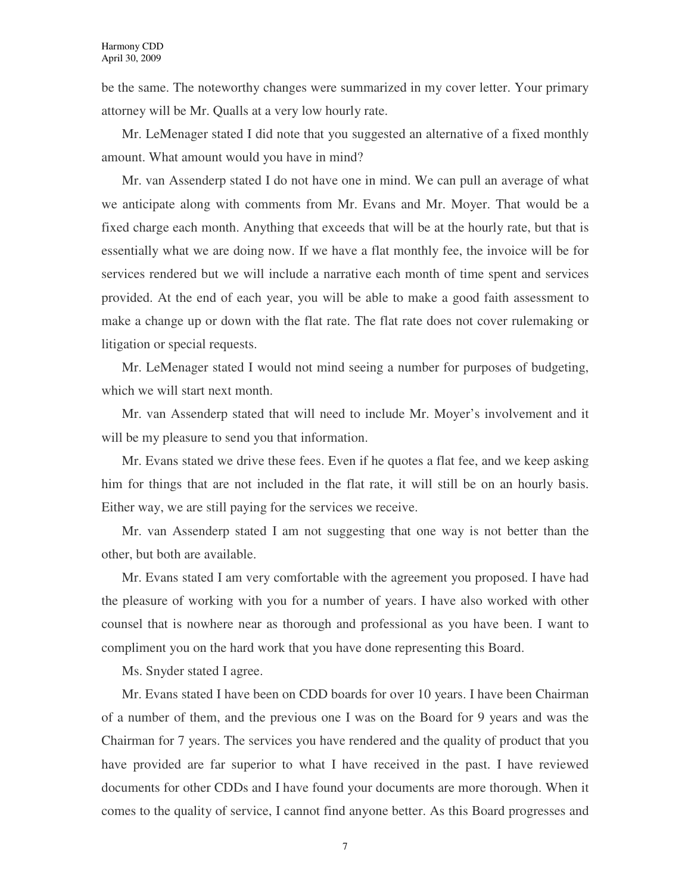be the same. The noteworthy changes were summarized in my cover letter. Your primary attorney will be Mr. Qualls at a very low hourly rate.

Mr. LeMenager stated I did note that you suggested an alternative of a fixed monthly amount. What amount would you have in mind?

Mr. van Assenderp stated I do not have one in mind. We can pull an average of what we anticipate along with comments from Mr. Evans and Mr. Moyer. That would be a fixed charge each month. Anything that exceeds that will be at the hourly rate, but that is essentially what we are doing now. If we have a flat monthly fee, the invoice will be for services rendered but we will include a narrative each month of time spent and services provided. At the end of each year, you will be able to make a good faith assessment to make a change up or down with the flat rate. The flat rate does not cover rulemaking or litigation or special requests.

Mr. LeMenager stated I would not mind seeing a number for purposes of budgeting, which we will start next month.

Mr. van Assenderp stated that will need to include Mr. Moyer's involvement and it will be my pleasure to send you that information.

Mr. Evans stated we drive these fees. Even if he quotes a flat fee, and we keep asking him for things that are not included in the flat rate, it will still be on an hourly basis. Either way, we are still paying for the services we receive.

Mr. van Assenderp stated I am not suggesting that one way is not better than the other, but both are available.

Mr. Evans stated I am very comfortable with the agreement you proposed. I have had the pleasure of working with you for a number of years. I have also worked with other counsel that is nowhere near as thorough and professional as you have been. I want to compliment you on the hard work that you have done representing this Board.

Ms. Snyder stated I agree.

Mr. Evans stated I have been on CDD boards for over 10 years. I have been Chairman of a number of them, and the previous one I was on the Board for 9 years and was the Chairman for 7 years. The services you have rendered and the quality of product that you have provided are far superior to what I have received in the past. I have reviewed documents for other CDDs and I have found your documents are more thorough. When it comes to the quality of service, I cannot find anyone better. As this Board progresses and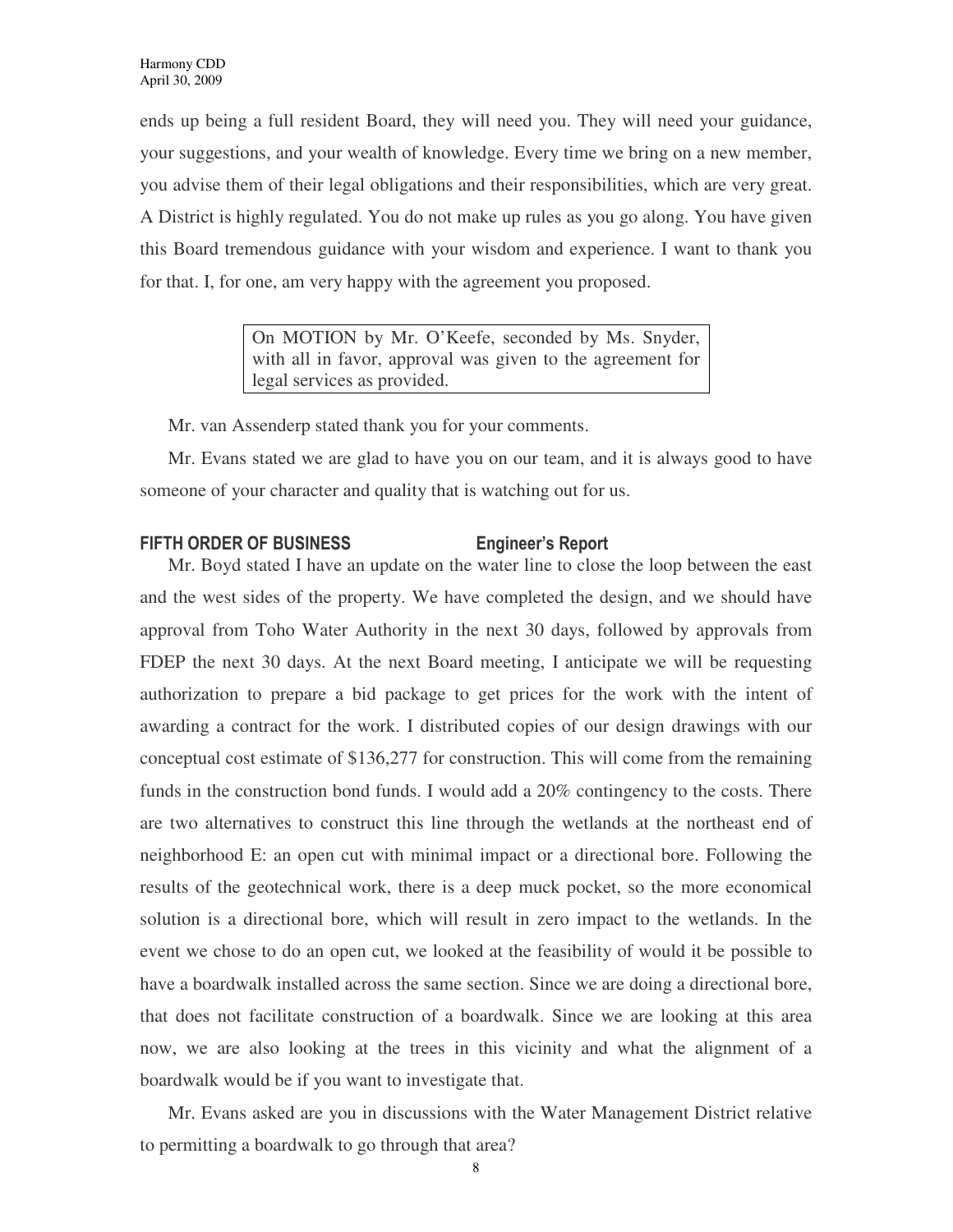ends up being a full resident Board, they will need you. They will need your guidance, your suggestions, and your wealth of knowledge. Every time we bring on a new member, you advise them of their legal obligations and their responsibilities, which are very great. A District is highly regulated. You do not make up rules as you go along. You have given this Board tremendous guidance with your wisdom and experience. I want to thank you for that. I, for one, am very happy with the agreement you proposed.

> On MOTION by Mr. O'Keefe, seconded by Ms. Snyder, with all in favor, approval was given to the agreement for legal services as provided.

Mr. van Assenderp stated thank you for your comments.

Mr. Evans stated we are glad to have you on our team, and it is always good to have someone of your character and quality that is watching out for us.

**FIFTH ORDER OF BUSINESS** **Engineer's Report**

Mr. Boyd stated I have an update on the water line to close the loop between the east and the west sides of the property. We have completed the design, and we should have approval from Toho Water Authority in the next 30 days, followed by approvals from FDEP the next 30 days. At the next Board meeting, I anticipate we will be requesting authorization to prepare a bid package to get prices for the work with the intent of awarding a contract for the work. I distributed copies of our design drawings with our conceptual cost estimate of $136,277 for construction. This will come from the remaining funds in the construction bond funds. I would add a 20% contingency to the costs. There are two alternatives to construct this line through the wetlands at the northeast end of neighborhood E: an open cut with minimal impact or a directional bore. Following the results of the geotechnical work, there is a deep muck pocket, so the more economical solution is a directional bore, which will result in zero impact to the wetlands. In the event we chose to do an open cut, we looked at the feasibility of would it be possible to have a boardwalk installed across the same section. Since we are doing a directional bore, that does not facilitate construction of a boardwalk. Since we are looking at this area now, we are also looking at the trees in this vicinity and what the alignment of a boardwalk would be if you want to investigate that.

Mr. Evans asked are you in discussions with the Water Management District relative to permitting a boardwalk to go through that area?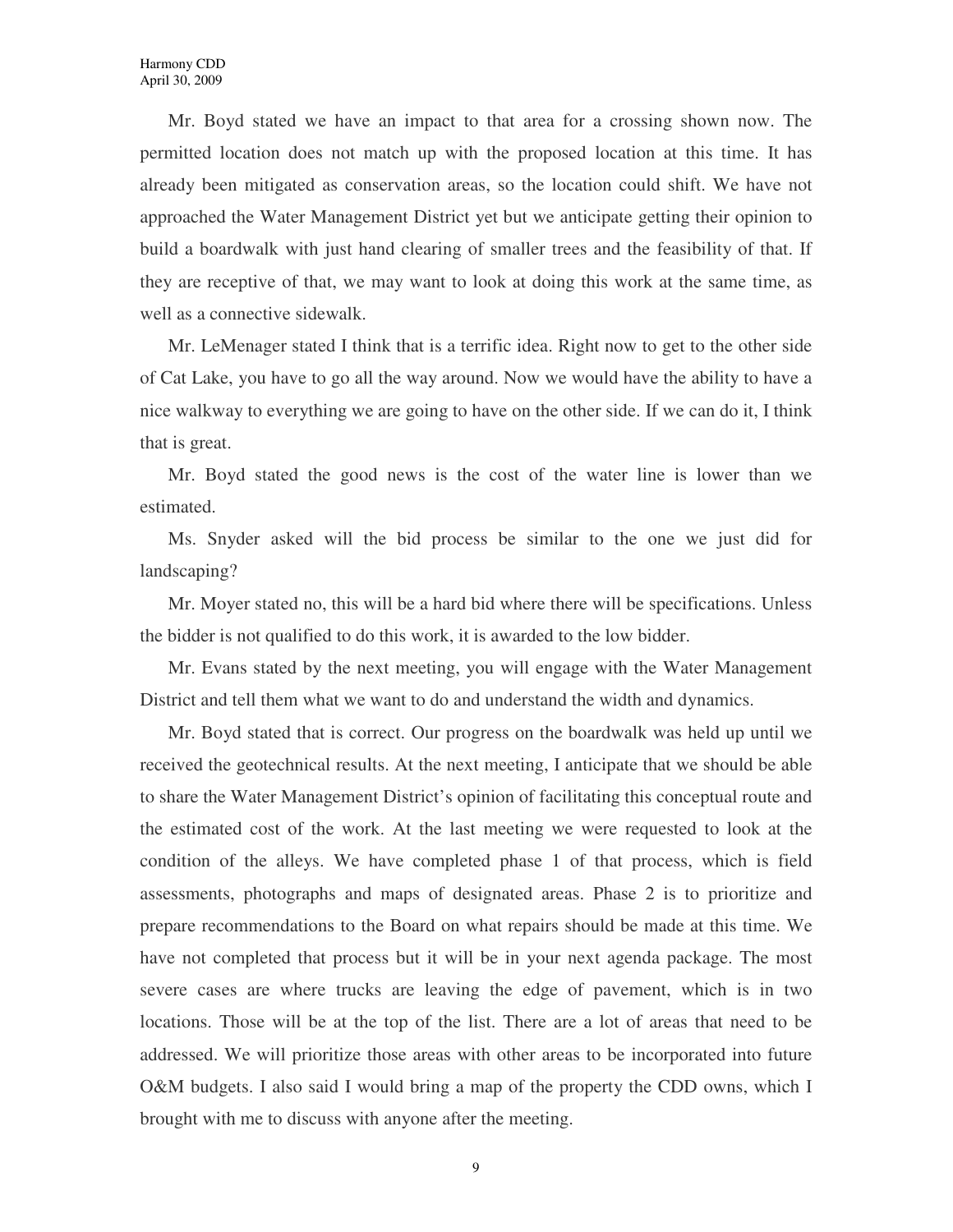Mr. Boyd stated we have an impact to that area for a crossing shown now. The permitted location does not match up with the proposed location at this time. It has already been mitigated as conservation areas, so the location could shift. We have not approached the Water Management District yet but we anticipate getting their opinion to build a boardwalk with just hand clearing of smaller trees and the feasibility of that. If they are receptive of that, we may want to look at doing this work at the same time, as well as a connective sidewalk.

Mr. LeMenager stated I think that is a terrific idea. Right now to get to the other side of Cat Lake, you have to go all the way around. Now we would have the ability to have a nice walkway to everything we are going to have on the other side. If we can do it, I think that is great.

Mr. Boyd stated the good news is the cost of the water line is lower than we estimated.

Ms. Snyder asked will the bid process be similar to the one we just did for landscaping?

Mr. Moyer stated no, this will be a hard bid where there will be specifications. Unless the bidder is not qualified to do this work, it is awarded to the low bidder.

Mr. Evans stated by the next meeting, you will engage with the Water Management District and tell them what we want to do and understand the width and dynamics.

Mr. Boyd stated that is correct. Our progress on the boardwalk was held up until we received the geotechnical results. At the next meeting, I anticipate that we should be able to share the Water Management District's opinion of facilitating this conceptual route and the estimated cost of the work. At the last meeting we were requested to look at the condition of the alleys. We have completed phase 1 of that process, which is field assessments, photographs and maps of designated areas. Phase 2 is to prioritize and prepare recommendations to the Board on what repairs should be made at this time. We have not completed that process but it will be in your next agenda package. The most severe cases are where trucks are leaving the edge of pavement, which is in two locations. Those will be at the top of the list. There are a lot of areas that need to be addressed. We will prioritize those areas with other areas to be incorporated into future O&M budgets. I also said I would bring a map of the property the CDD owns, which I brought with me to discuss with anyone after the meeting.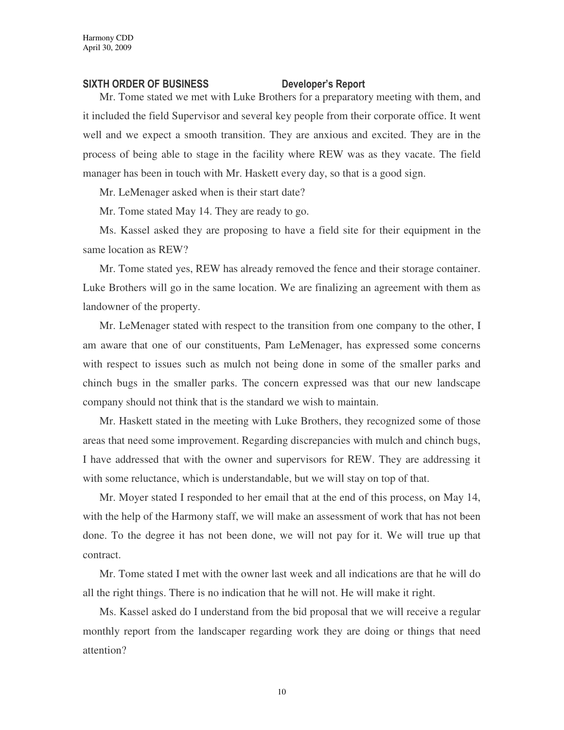## SIXTH ORDER OF BUSINESS Developer's Report

Mr. Tome stated we met with Luke Brothers for a preparatory meeting with them, and it included the field Supervisor and several key people from their corporate office. It went well and we expect a smooth transition. They are anxious and excited. They are in the process of being able to stage in the facility where REW was as they vacate. The field manager has been in touch with Mr. Haskett every day, so that is a good sign.

Mr. LeMenager asked when is their start date?

Mr. Tome stated May 14. They are ready to go.

Ms. Kassel asked they are proposing to have a field site for their equipment in the same location as REW?

Mr. Tome stated yes, REW has already removed the fence and their storage container. Luke Brothers will go in the same location. We are finalizing an agreement with them as landowner of the property.

Mr. LeMenager stated with respect to the transition from one company to the other, I am aware that one of our constituents, Pam LeMenager, has expressed some concerns with respect to issues such as mulch not being done in some of the smaller parks and chinch bugs in the smaller parks. The concern expressed was that our new landscape company should not think that is the standard we wish to maintain.

Mr. Haskett stated in the meeting with Luke Brothers, they recognized some of those areas that need some improvement. Regarding discrepancies with mulch and chinch bugs, I have addressed that with the owner and supervisors for REW. They are addressing it with some reluctance, which is understandable, but we will stay on top of that.

Mr. Moyer stated I responded to her email that at the end of this process, on May 14, with the help of the Harmony staff, we will make an assessment of work that has not been done. To the degree it has not been done, we will not pay for it. We will true up that contract.

Mr. Tome stated I met with the owner last week and all indications are that he will do all the right things. There is no indication that he will not. He will make it right.

Ms. Kassel asked do I understand from the bid proposal that we will receive a regular monthly report from the landscaper regarding work they are doing or things that need attention?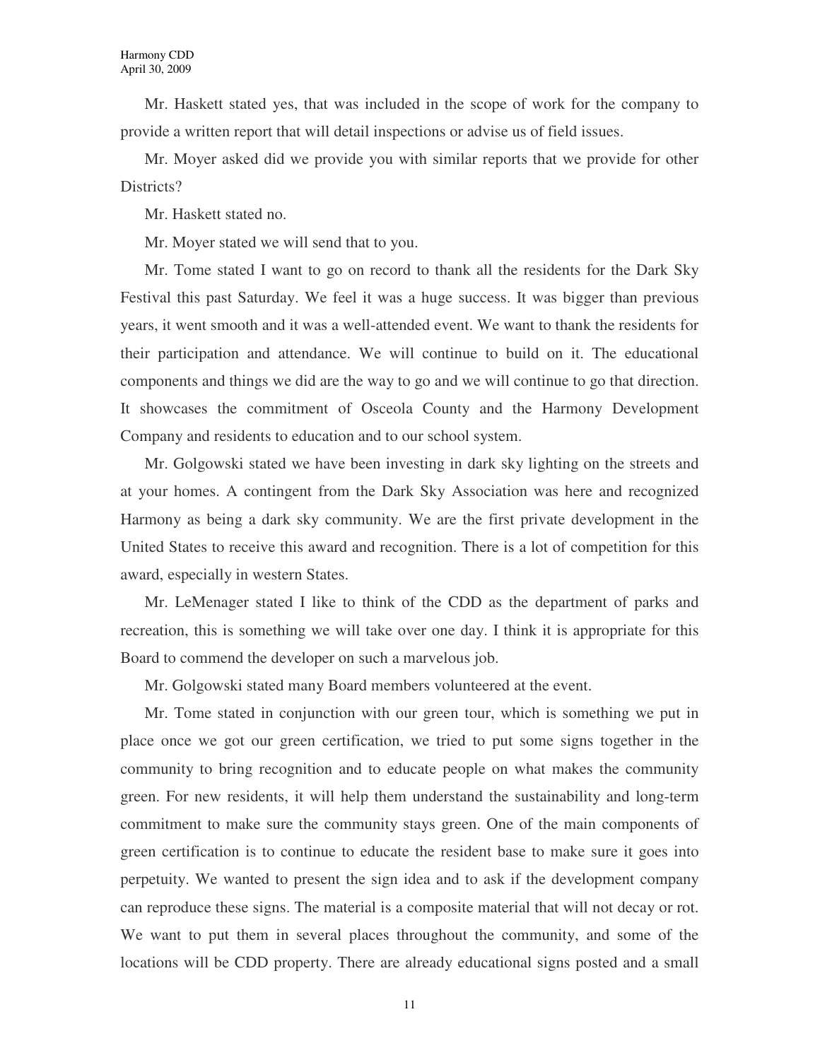Mr. Haskett stated yes, that was included in the scope of work for the company to provide a written report that will detail inspections or advise us of field issues.

Mr. Moyer asked did we provide you with similar reports that we provide for other Districts?

Mr. Haskett stated no.

Mr. Moyer stated we will send that to you.

Mr. Tome stated I want to go on record to thank all the residents for the Dark Sky Festival this past Saturday. We feel it was a huge success. It was bigger than previous years, it went smooth and it was a well-attended event. We want to thank the residents for their participation and attendance. We will continue to build on it. The educational components and things we did are the way to go and we will continue to go that direction. It showcases the commitment of Osceola County and the Harmony Development Company and residents to education and to our school system.

Mr. Golgowski stated we have been investing in dark sky lighting on the streets and at your homes. A contingent from the Dark Sky Association was here and recognized Harmony as being a dark sky community. We are the first private development in the United States to receive this award and recognition. There is a lot of competition for this award, especially in western States.

Mr. LeMenager stated I like to think of the CDD as the department of parks and recreation, this is something we will take over one day. I think it is appropriate for this Board to commend the developer on such a marvelous job.

Mr. Golgowski stated many Board members volunteered at the event.

Mr. Tome stated in conjunction with our green tour, which is something we put in place once we got our green certification, we tried to put some signs together in the community to bring recognition and to educate people on what makes the community green. For new residents, it will help them understand the sustainability and long-term commitment to make sure the community stays green. One of the main components of green certification is to continue to educate the resident base to make sure it goes into perpetuity. We wanted to present the sign idea and to ask if the development company can reproduce these signs. The material is a composite material that will not decay or rot. We want to put them in several places throughout the community, and some of the locations will be CDD property. There are already educational signs posted and a small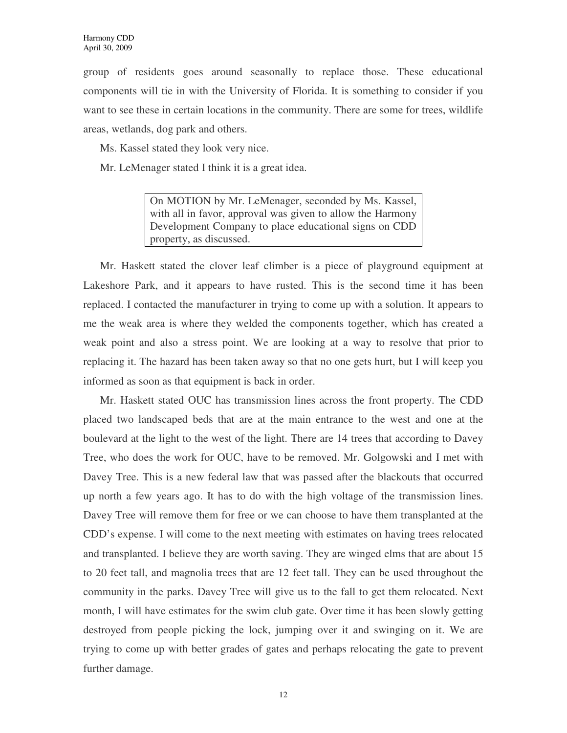group of residents goes around seasonally to replace those. These educational components will tie in with the University of Florida. It is something to consider if you want to see these in certain locations in the community. There are some for trees, wildlife areas, wetlands, dog park and others.

Ms. Kassel stated they look very nice.

Mr. LeMenager stated I think it is a great idea.

> On MOTION by Mr. LeMenager, seconded by Ms. Kassel, with all in favor, approval was given to allow the Harmony Development Company to place educational signs on CDD property, as discussed.

Mr. Haskett stated the clover leaf climber is a piece of playground equipment at Lakeshore Park, and it appears to have rusted. This is the second time it has been replaced. I contacted the manufacturer in trying to come up with a solution. It appears to me the weak area is where they welded the components together, which has created a weak point and also a stress point. We are looking at a way to resolve that prior to replacing it. The hazard has been taken away so that no one gets hurt, but I will keep you informed as soon as that equipment is back in order.

Mr. Haskett stated OUC has transmission lines across the front property. The CDD placed two landscaped beds that are at the main entrance to the west and one at the boulevard at the light to the west of the light. There are 14 trees that according to Davey Tree, who does the work for OUC, have to be removed. Mr. Golgowski and I met with Davey Tree. This is a new federal law that was passed after the blackouts that occurred up north a few years ago. It has to do with the high voltage of the transmission lines. Davey Tree will remove them for free or we can choose to have them transplanted at the CDD's expense. I will come to the next meeting with estimates on having trees relocated and transplanted. I believe they are worth saving. They are winged elms that are about 15 to 20 feet tall, and magnolia trees that are 12 feet tall. They can be used throughout the community in the parks. Davey Tree will give us to the fall to get them relocated. Next month, I will have estimates for the swim club gate. Over time it has been slowly getting destroyed from people picking the lock, jumping over it and swinging on it. We are trying to come up with better grades of gates and perhaps relocating the gate to prevent further damage.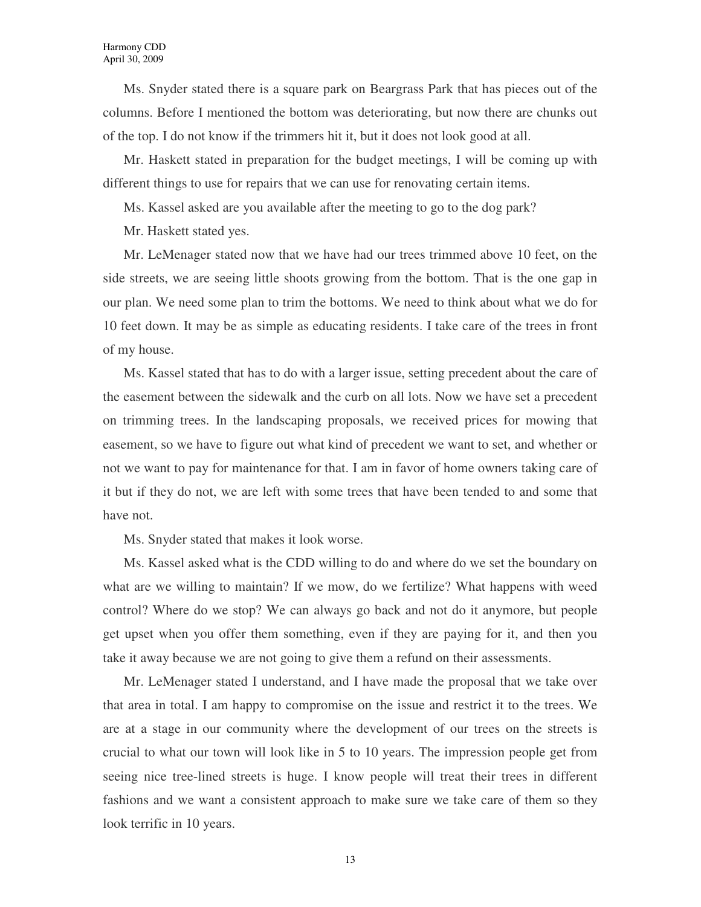Ms. Snyder stated there is a square park on Beargrass Park that has pieces out of the columns. Before I mentioned the bottom was deteriorating, but now there are chunks out of the top. I do not know if the trimmers hit it, but it does not look good at all.

Mr. Haskett stated in preparation for the budget meetings, I will be coming up with different things to use for repairs that we can use for renovating certain items.

Ms. Kassel asked are you available after the meeting to go to the dog park?

Mr. Haskett stated yes.

Mr. LeMenager stated now that we have had our trees trimmed above 10 feet, on the side streets, we are seeing little shoots growing from the bottom. That is the one gap in our plan. We need some plan to trim the bottoms. We need to think about what we do for 10 feet down. It may be as simple as educating residents. I take care of the trees in front of my house.

Ms. Kassel stated that has to do with a larger issue, setting precedent about the care of the easement between the sidewalk and the curb on all lots. Now we have set a precedent on trimming trees. In the landscaping proposals, we received prices for mowing that easement, so we have to figure out what kind of precedent we want to set, and whether or not we want to pay for maintenance for that. I am in favor of home owners taking care of it but if they do not, we are left with some trees that have been tended to and some that have not.

Ms. Snyder stated that makes it look worse.

Ms. Kassel asked what is the CDD willing to do and where do we set the boundary on what are we willing to maintain? If we mow, do we fertilize? What happens with weed control? Where do we stop? We can always go back and not do it anymore, but people get upset when you offer them something, even if they are paying for it, and then you take it away because we are not going to give them a refund on their assessments.

Mr. LeMenager stated I understand, and I have made the proposal that we take over that area in total. I am happy to compromise on the issue and restrict it to the trees. We are at a stage in our community where the development of our trees on the streets is crucial to what our town will look like in 5 to 10 years. The impression people get from seeing nice tree-lined streets is huge. I know people will treat their trees in different fashions and we want a consistent approach to make sure we take care of them so they look terrific in 10 years.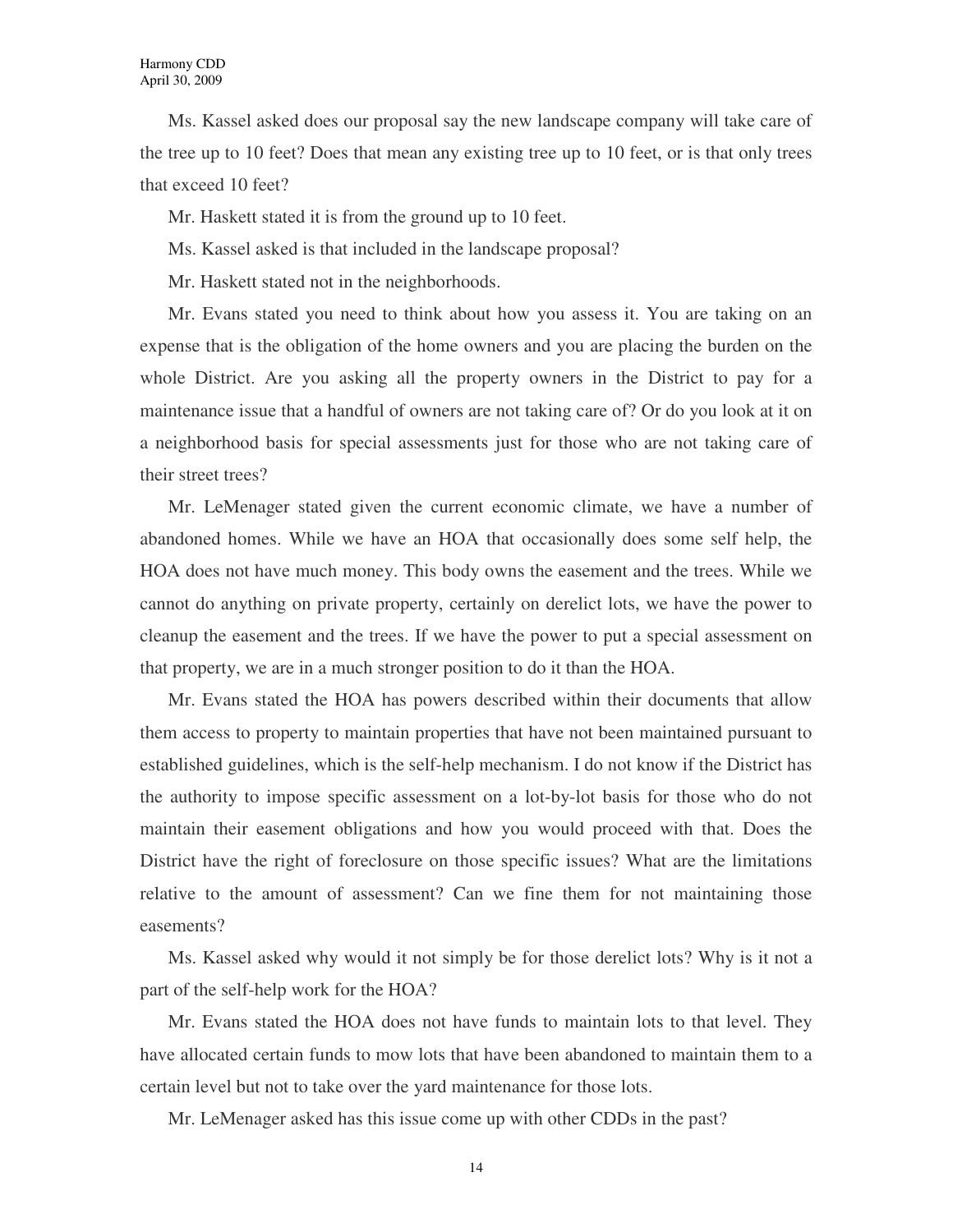Ms. Kassel asked does our proposal say the new landscape company will take care of the tree up to 10 feet? Does that mean any existing tree up to 10 feet, or is that only trees that exceed 10 feet?

Mr. Haskett stated it is from the ground up to 10 feet.

Ms. Kassel asked is that included in the landscape proposal?

Mr. Haskett stated not in the neighborhoods.

Mr. Evans stated you need to think about how you assess it. You are taking on an expense that is the obligation of the home owners and you are placing the burden on the whole District. Are you asking all the property owners in the District to pay for a maintenance issue that a handful of owners are not taking care of? Or do you look at it on a neighborhood basis for special assessments just for those who are not taking care of their street trees?

Mr. LeMenager stated given the current economic climate, we have a number of abandoned homes. While we have an HOA that occasionally does some self help, the HOA does not have much money. This body owns the easement and the trees. While we cannot do anything on private property, certainly on derelict lots, we have the power to cleanup the easement and the trees. If we have the power to put a special assessment on that property, we are in a much stronger position to do it than the HOA.

Mr. Evans stated the HOA has powers described within their documents that allow them access to property to maintain properties that have not been maintained pursuant to established guidelines, which is the self-help mechanism. I do not know if the District has the authority to impose specific assessment on a lot-by-lot basis for those who do not maintain their easement obligations and how you would proceed with that. Does the District have the right of foreclosure on those specific issues? What are the limitations relative to the amount of assessment? Can we fine them for not maintaining those easements?

Ms. Kassel asked why would it not simply be for those derelict lots? Why is it not a part of the self-help work for the HOA?

Mr. Evans stated the HOA does not have funds to maintain lots to that level. They have allocated certain funds to mow lots that have been abandoned to maintain them to a certain level but not to take over the yard maintenance for those lots.

Mr. LeMenager asked has this issue come up with other CDDs in the past?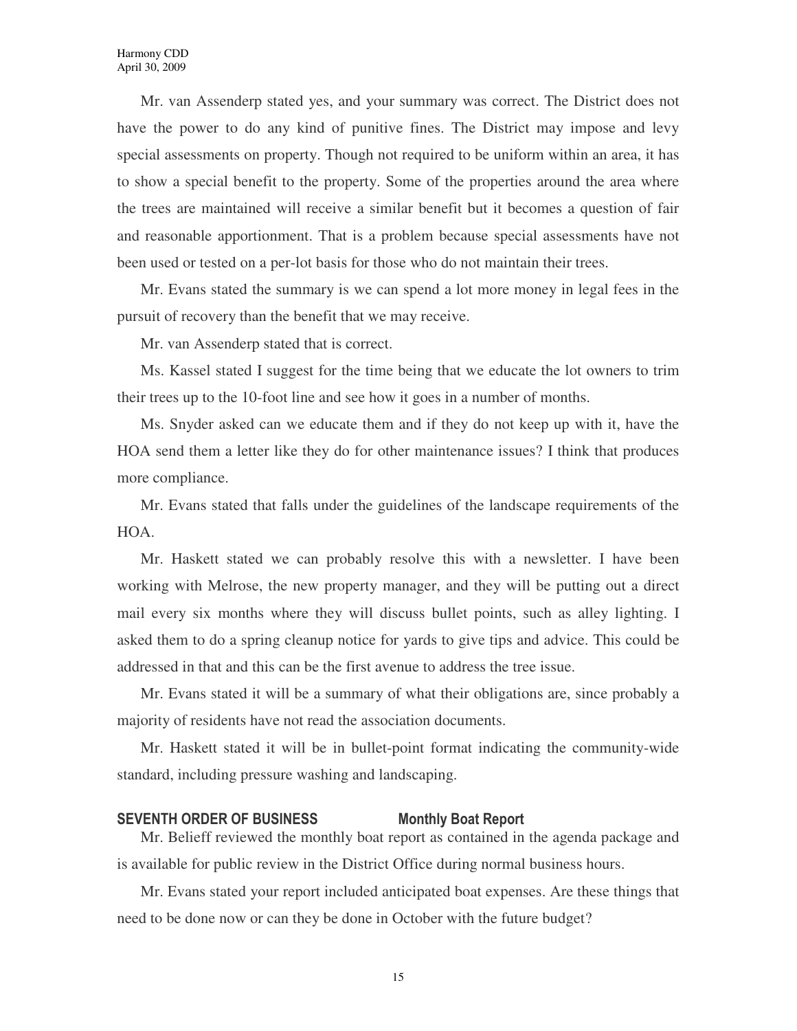Mr. van Assenderp stated yes, and your summary was correct. The District does not have the power to do any kind of punitive fines. The District may impose and levy special assessments on property. Though not required to be uniform within an area, it has to show a special benefit to the property. Some of the properties around the area where the trees are maintained will receive a similar benefit but it becomes a question of fair and reasonable apportionment. That is a problem because special assessments have not been used or tested on a per-lot basis for those who do not maintain their trees.

Mr. Evans stated the summary is we can spend a lot more money in legal fees in the pursuit of recovery than the benefit that we may receive.

Mr. van Assenderp stated that is correct.

Ms. Kassel stated I suggest for the time being that we educate the lot owners to trim their trees up to the 10-foot line and see how it goes in a number of months.

Ms. Snyder asked can we educate them and if they do not keep up with it, have the HOA send them a letter like they do for other maintenance issues? I think that produces more compliance.

Mr. Evans stated that falls under the guidelines of the landscape requirements of the HOA.

Mr. Haskett stated we can probably resolve this with a newsletter. I have been working with Melrose, the new property manager, and they will be putting out a direct mail every six months where they will discuss bullet points, such as alley lighting. I asked them to do a spring cleanup notice for yards to give tips and advice. This could be addressed in that and this can be the first avenue to address the tree issue.

Mr. Evans stated it will be a summary of what their obligations are, since probably a majority of residents have not read the association documents.

Mr. Haskett stated it will be in bullet-point format indicating the community-wide standard, including pressure washing and landscaping.

**SEVENTH ORDER OF BUSINESS Monthly Boat Report**

Mr. Belieff reviewed the monthly boat report as contained in the agenda package and is available for public review in the District Office during normal business hours.

Mr. Evans stated your report included anticipated boat expenses. Are these things that need to be done now or can they be done in October with the future budget?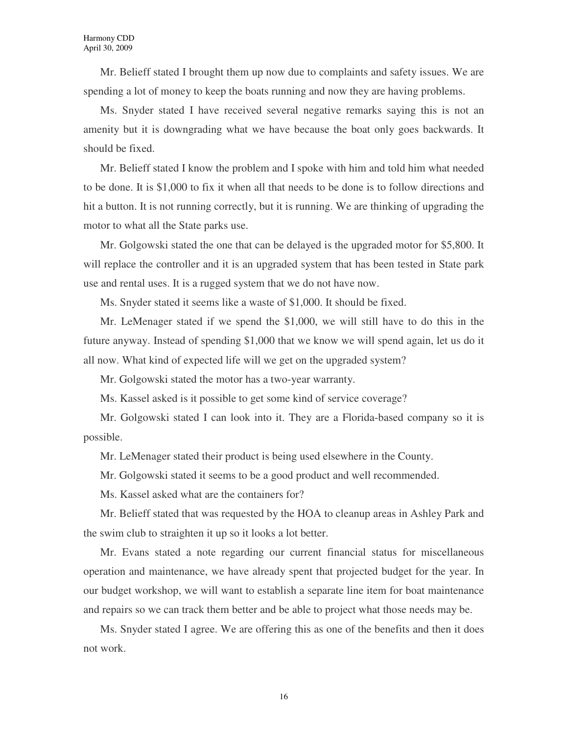Mr. Belieff stated I brought them up now due to complaints and safety issues. We are spending a lot of money to keep the boats running and now they are having problems.

Ms. Snyder stated I have received several negative remarks saying this is not an amenity but it is downgrading what we have because the boat only goes backwards. It should be fixed.

Mr. Belieff stated I know the problem and I spoke with him and told him what needed to be done. It is $1,000 to fix it when all that needs to be done is to follow directions and hit a button. It is not running correctly, but it is running. We are thinking of upgrading the motor to what all the State parks use.

Mr. Golgowski stated the one that can be delayed is the upgraded motor for $5,800. It will replace the controller and it is an upgraded system that has been tested in State park use and rental uses. It is a rugged system that we do not have now.

Ms. Snyder stated it seems like a waste of $1,000. It should be fixed.

Mr. LeMenager stated if we spend the $1,000, we will still have to do this in the future anyway. Instead of spending $1,000 that we know we will spend again, let us do it all now. What kind of expected life will we get on the upgraded system?

Mr. Golgowski stated the motor has a two-year warranty.

Ms. Kassel asked is it possible to get some kind of service coverage?

Mr. Golgowski stated I can look into it. They are a Florida-based company so it is possible.

Mr. LeMenager stated their product is being used elsewhere in the County.

Mr. Golgowski stated it seems to be a good product and well recommended.

Ms. Kassel asked what are the containers for?

Mr. Belieff stated that was requested by the HOA to cleanup areas in Ashley Park and the swim club to straighten it up so it looks a lot better.

Mr. Evans stated a note regarding our current financial status for miscellaneous operation and maintenance, we have already spent that projected budget for the year. In our budget workshop, we will want to establish a separate line item for boat maintenance and repairs so we can track them better and be able to project what those needs may be.

Ms. Snyder stated I agree. We are offering this as one of the benefits and then it does not work.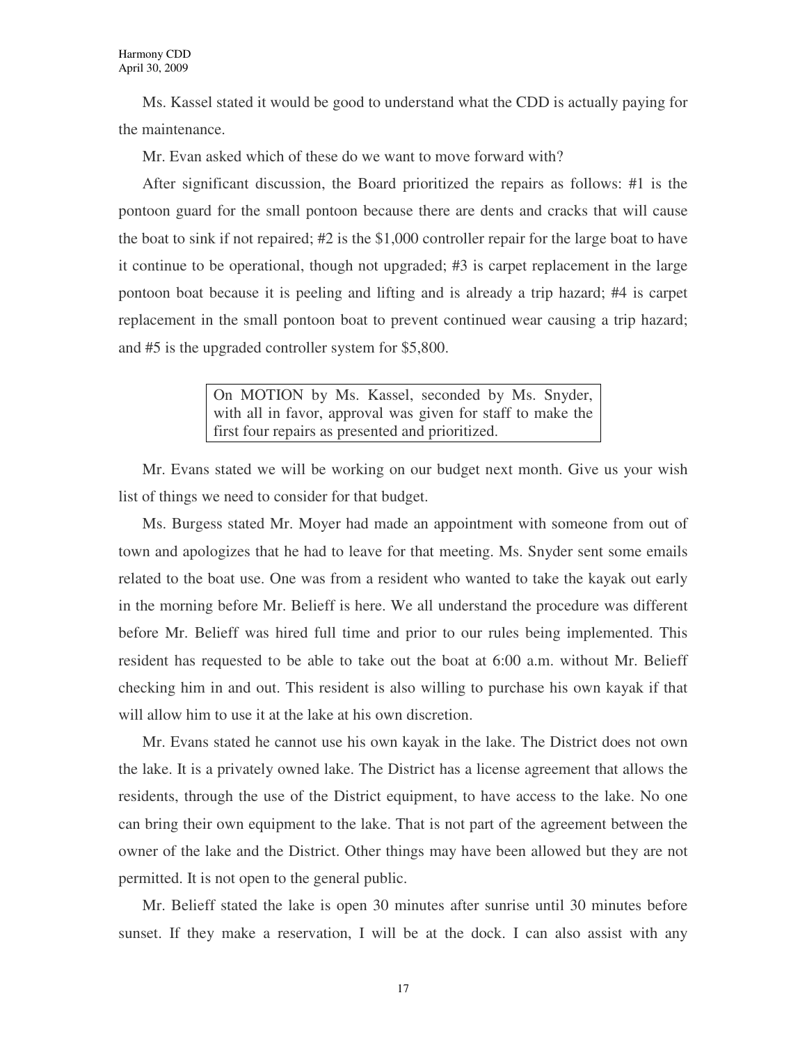Ms. Kassel stated it would be good to understand what the CDD is actually paying for the maintenance.

Mr. Evan asked which of these do we want to move forward with?

After significant discussion, the Board prioritized the repairs as follows: #1 is the pontoon guard for the small pontoon because there are dents and cracks that will cause the boat to sink if not repaired; #2 is the $1,000 controller repair for the large boat to have it continue to be operational, though not upgraded; #3 is carpet replacement in the large pontoon boat because it is peeling and lifting and is already a trip hazard; #4 is carpet replacement in the small pontoon boat to prevent continued wear causing a trip hazard; and #5 is the upgraded controller system for $5,800.

> On MOTION by Ms. Kassel, seconded by Ms. Snyder, with all in favor, approval was given for staff to make the first four repairs as presented and prioritized.

Mr. Evans stated we will be working on our budget next month. Give us your wish list of things we need to consider for that budget.

Ms. Burgess stated Mr. Moyer had made an appointment with someone from out of town and apologizes that he had to leave for that meeting. Ms. Snyder sent some emails related to the boat use. One was from a resident who wanted to take the kayak out early in the morning before Mr. Belieff is here. We all understand the procedure was different before Mr. Belieff was hired full time and prior to our rules being implemented. This resident has requested to be able to take out the boat at 6:00 a.m. without Mr. Belieff checking him in and out. This resident is also willing to purchase his own kayak if that will allow him to use it at the lake at his own discretion.

Mr. Evans stated he cannot use his own kayak in the lake. The District does not own the lake. It is a privately owned lake. The District has a license agreement that allows the residents, through the use of the District equipment, to have access to the lake. No one can bring their own equipment to the lake. That is not part of the agreement between the owner of the lake and the District. Other things may have been allowed but they are not permitted. It is not open to the general public.

Mr. Belieff stated the lake is open 30 minutes after sunrise until 30 minutes before sunset. If they make a reservation, I will be at the dock. I can also assist with any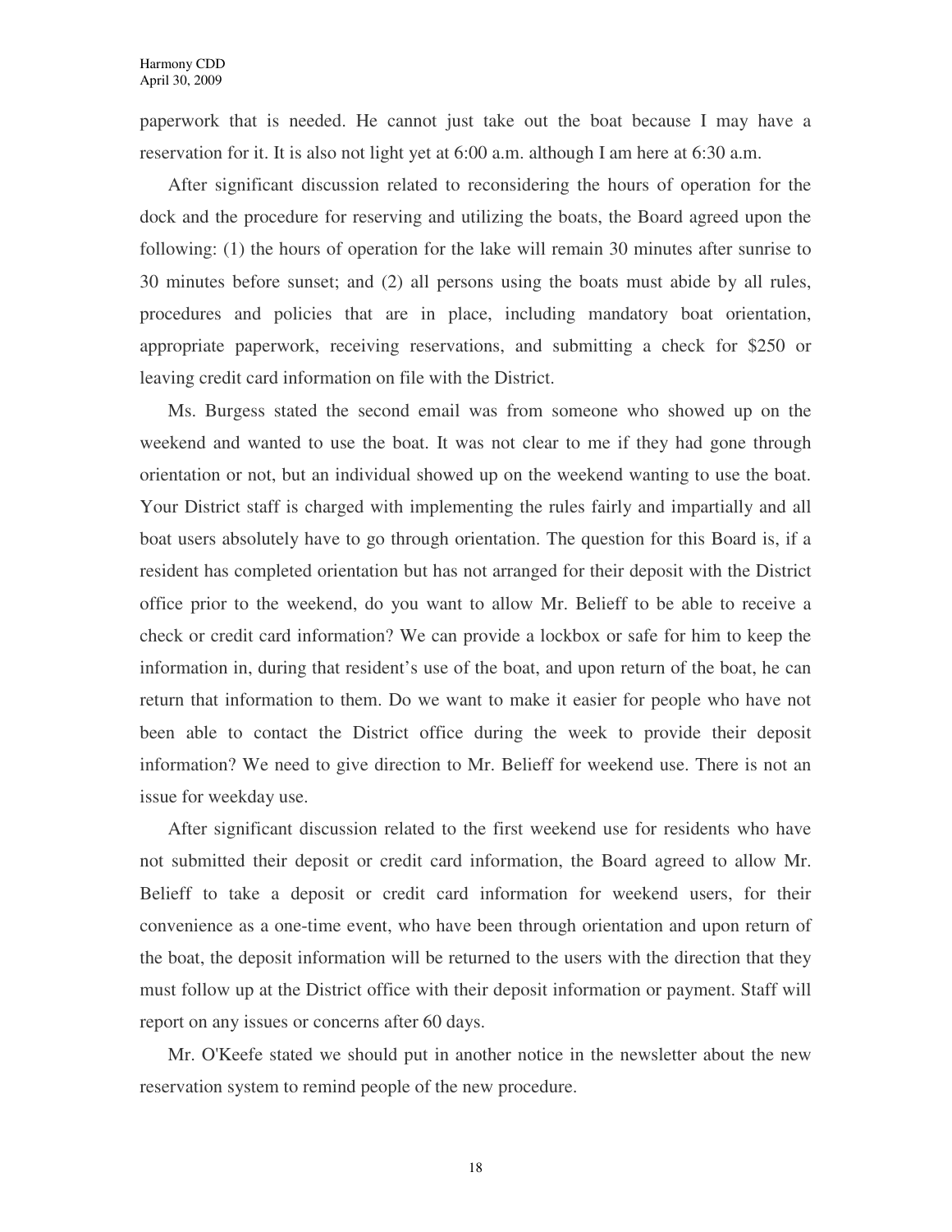paperwork that is needed. He cannot just take out the boat because I may have a reservation for it. It is also not light yet at 6:00 a.m. although I am here at 6:30 a.m.

After significant discussion related to reconsidering the hours of operation for the dock and the procedure for reserving and utilizing the boats, the Board agreed upon the following: (1) the hours of operation for the lake will remain 30 minutes after sunrise to 30 minutes before sunset; and (2) all persons using the boats must abide by all rules, procedures and policies that are in place, including mandatory boat orientation, appropriate paperwork, receiving reservations, and submitting a check for $250 or leaving credit card information on file with the District.

Ms. Burgess stated the second email was from someone who showed up on the weekend and wanted to use the boat. It was not clear to me if they had gone through orientation or not, but an individual showed up on the weekend wanting to use the boat. Your District staff is charged with implementing the rules fairly and impartially and all boat users absolutely have to go through orientation. The question for this Board is, if a resident has completed orientation but has not arranged for their deposit with the District office prior to the weekend, do you want to allow Mr. Belieff to be able to receive a check or credit card information? We can provide a lockbox or safe for him to keep the information in, during that resident's use of the boat, and upon return of the boat, he can return that information to them. Do we want to make it easier for people who have not been able to contact the District office during the week to provide their deposit information? We need to give direction to Mr. Belieff for weekend use. There is not an issue for weekday use.

After significant discussion related to the first weekend use for residents who have not submitted their deposit or credit card information, the Board agreed to allow Mr. Belieff to take a deposit or credit card information for weekend users, for their convenience as a one-time event, who have been through orientation and upon return of the boat, the deposit information will be returned to the users with the direction that they must follow up at the District office with their deposit information or payment. Staff will report on any issues or concerns after 60 days.

Mr. O'Keefe stated we should put in another notice in the newsletter about the new reservation system to remind people of the new procedure.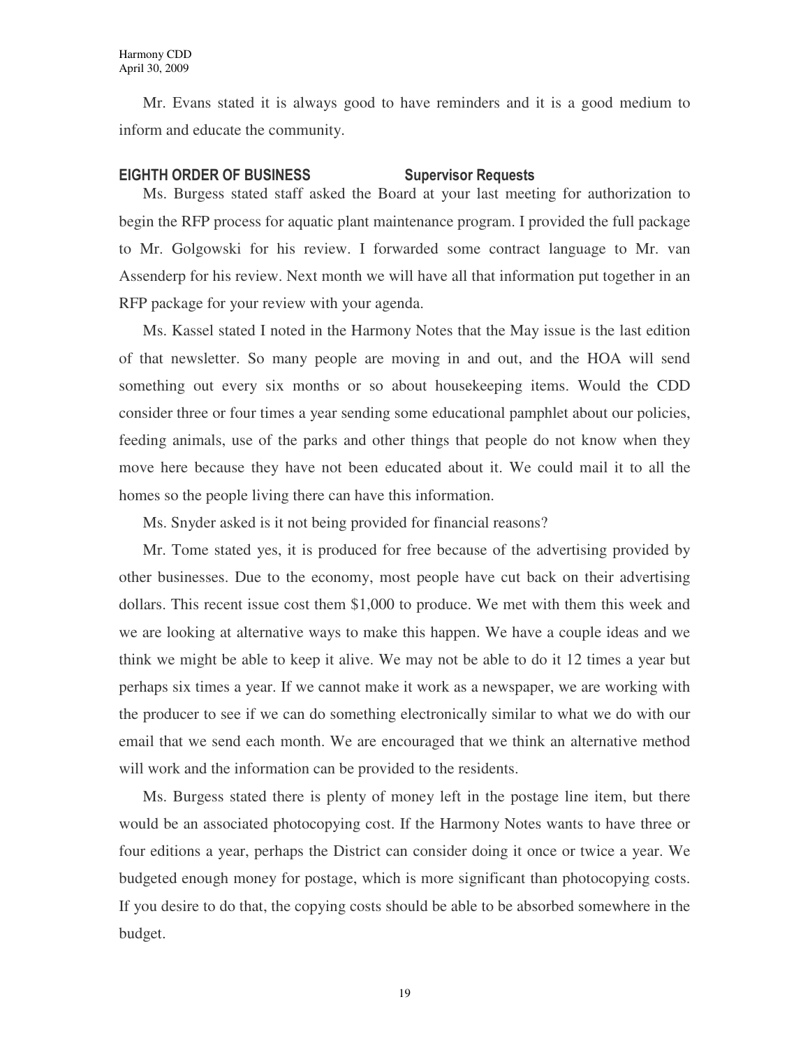Mr. Evans stated it is always good to have reminders and it is a good medium to inform and educate the community.

## EIGHTH ORDER OF BUSINESS Supervisor Requests

Ms. Burgess stated staff asked the Board at your last meeting for authorization to begin the RFP process for aquatic plant maintenance program. I provided the full package to Mr. Golgowski for his review. I forwarded some contract language to Mr. van Assenderp for his review. Next month we will have all that information put together in an RFP package for your review with your agenda.

Ms. Kassel stated I noted in the Harmony Notes that the May issue is the last edition of that newsletter. So many people are moving in and out, and the HOA will send something out every six months or so about housekeeping items. Would the CDD consider three or four times a year sending some educational pamphlet about our policies, feeding animals, use of the parks and other things that people do not know when they move here because they have not been educated about it. We could mail it to all the homes so the people living there can have this information.

Ms. Snyder asked is it not being provided for financial reasons?

Mr. Tome stated yes, it is produced for free because of the advertising provided by other businesses. Due to the economy, most people have cut back on their advertising dollars. This recent issue cost them $1,000 to produce. We met with them this week and we are looking at alternative ways to make this happen. We have a couple ideas and we think we might be able to keep it alive. We may not be able to do it 12 times a year but perhaps six times a year. If we cannot make it work as a newspaper, we are working with the producer to see if we can do something electronically similar to what we do with our email that we send each month. We are encouraged that we think an alternative method will work and the information can be provided to the residents.

Ms. Burgess stated there is plenty of money left in the postage line item, but there would be an associated photocopying cost. If the Harmony Notes wants to have three or four editions a year, perhaps the District can consider doing it once or twice a year. We budgeted enough money for postage, which is more significant than photocopying costs. If you desire to do that, the copying costs should be able to be absorbed somewhere in the budget.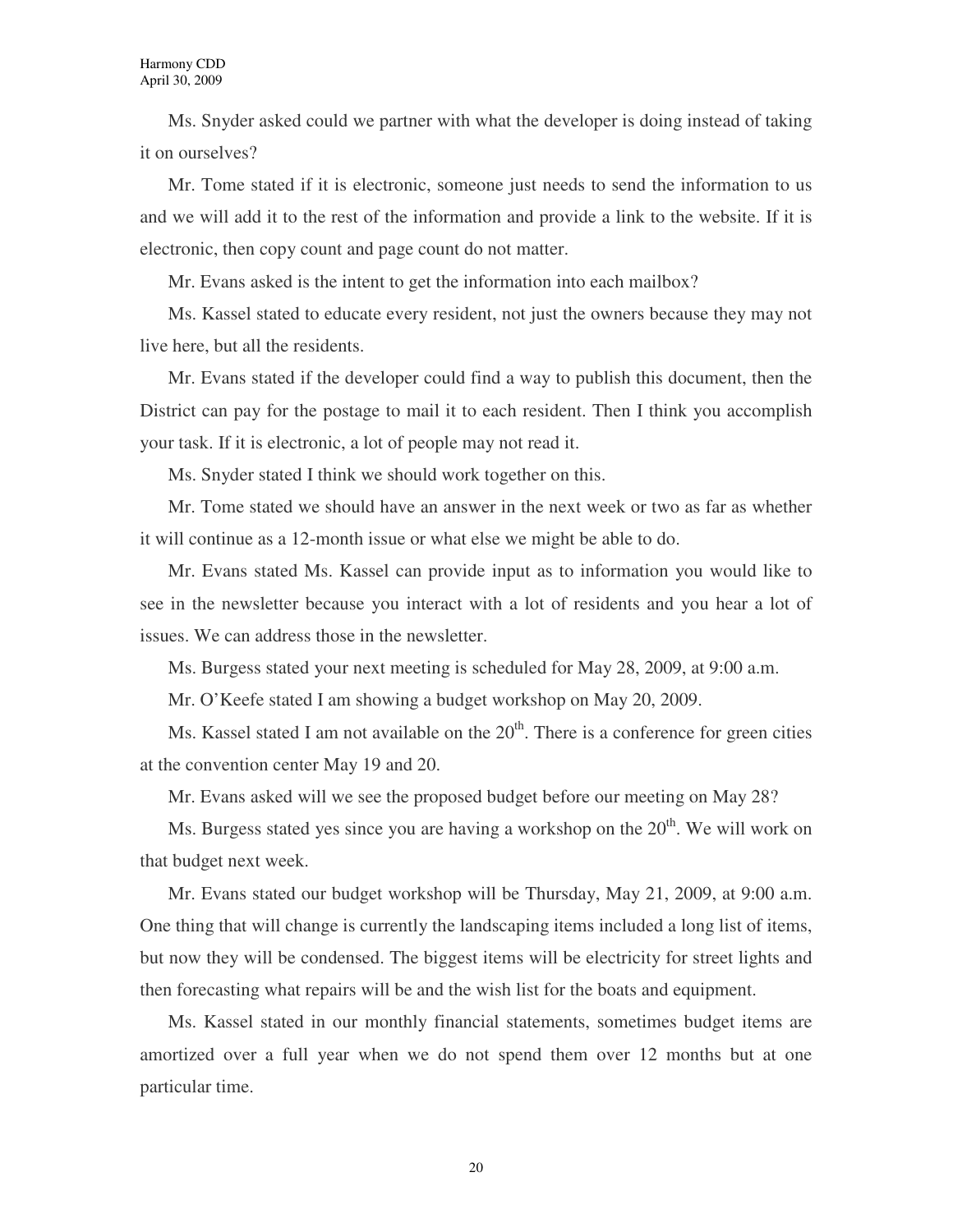Ms. Snyder asked could we partner with what the developer is doing instead of taking it on ourselves?

Mr. Tome stated if it is electronic, someone just needs to send the information to us and we will add it to the rest of the information and provide a link to the website. If it is electronic, then copy count and page count do not matter.

Mr. Evans asked is the intent to get the information into each mailbox?

Ms. Kassel stated to educate every resident, not just the owners because they may not live here, but all the residents.

Mr. Evans stated if the developer could find a way to publish this document, then the District can pay for the postage to mail it to each resident. Then I think you accomplish your task. If it is electronic, a lot of people may not read it.

Ms. Snyder stated I think we should work together on this.

Mr. Tome stated we should have an answer in the next week or two as far as whether it will continue as a 12-month issue or what else we might be able to do.

Mr. Evans stated Ms. Kassel can provide input as to information you would like to see in the newsletter because you interact with a lot of residents and you hear a lot of issues. We can address those in the newsletter.

Ms. Burgess stated your next meeting is scheduled for May 28, 2009, at 9:00 a.m.

Mr. O'Keefe stated I am showing a budget workshop on May 20, 2009.

Ms. Kassel stated I am not available on the 20th. There is a conference for green cities at the convention center May 19 and 20.

Mr. Evans asked will we see the proposed budget before our meeting on May 28?

Ms. Burgess stated yes since you are having a workshop on the 20th. We will work on that budget next week.

Mr. Evans stated our budget workshop will be Thursday, May 21, 2009, at 9:00 a.m. One thing that will change is currently the landscaping items included a long list of items, but now they will be condensed. The biggest items will be electricity for street lights and then forecasting what repairs will be and the wish list for the boats and equipment.

Ms. Kassel stated in our monthly financial statements, sometimes budget items are amortized over a full year when we do not spend them over 12 months but at one particular time.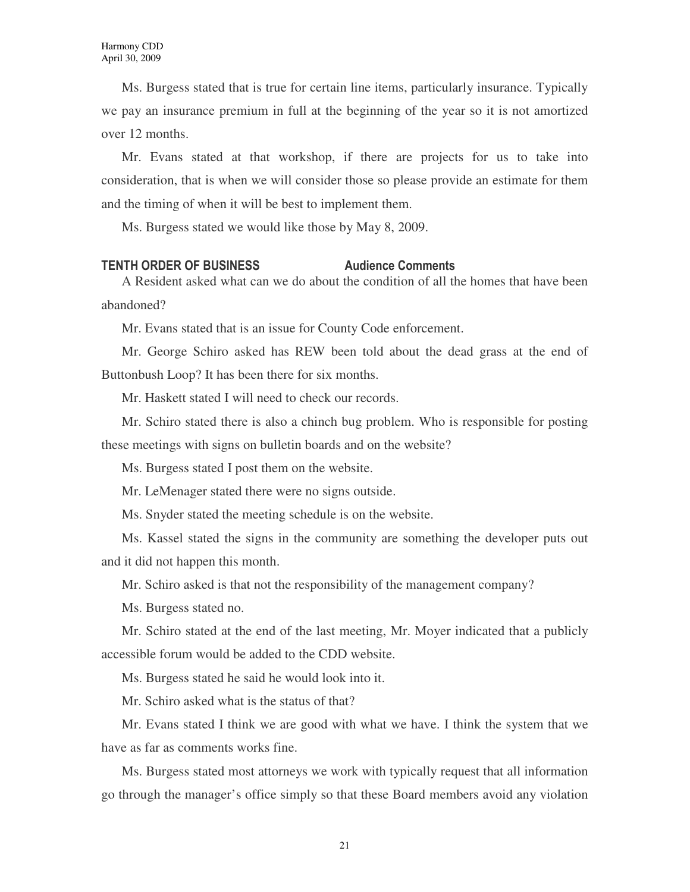Ms. Burgess stated that is true for certain line items, particularly insurance. Typically we pay an insurance premium in full at the beginning of the year so it is not amortized over 12 months.

Mr. Evans stated at that workshop, if there are projects for us to take into consideration, that is when we will consider those so please provide an estimate for them and the timing of when it will be best to implement them.

Ms. Burgess stated we would like those by May 8, 2009.

## TENTH ORDER OF BUSINESS — Audience Comments

A Resident asked what can we do about the condition of all the homes that have been abandoned?

Mr. Evans stated that is an issue for County Code enforcement.

Mr. George Schiro asked has REW been told about the dead grass at the end of Buttonbush Loop? It has been there for six months.

Mr. Haskett stated I will need to check our records.

Mr. Schiro stated there is also a chinch bug problem. Who is responsible for posting these meetings with signs on bulletin boards and on the website?

Ms. Burgess stated I post them on the website.

Mr. LeMenager stated there were no signs outside.

Ms. Snyder stated the meeting schedule is on the website.

Ms. Kassel stated the signs in the community are something the developer puts out and it did not happen this month.

Mr. Schiro asked is that not the responsibility of the management company?

Ms. Burgess stated no.

Mr. Schiro stated at the end of the last meeting, Mr. Moyer indicated that a publicly accessible forum would be added to the CDD website.

Ms. Burgess stated he said he would look into it.

Mr. Schiro asked what is the status of that?

Mr. Evans stated I think we are good with what we have. I think the system that we have as far as comments works fine.

Ms. Burgess stated most attorneys we work with typically request that all information go through the manager's office simply so that these Board members avoid any violation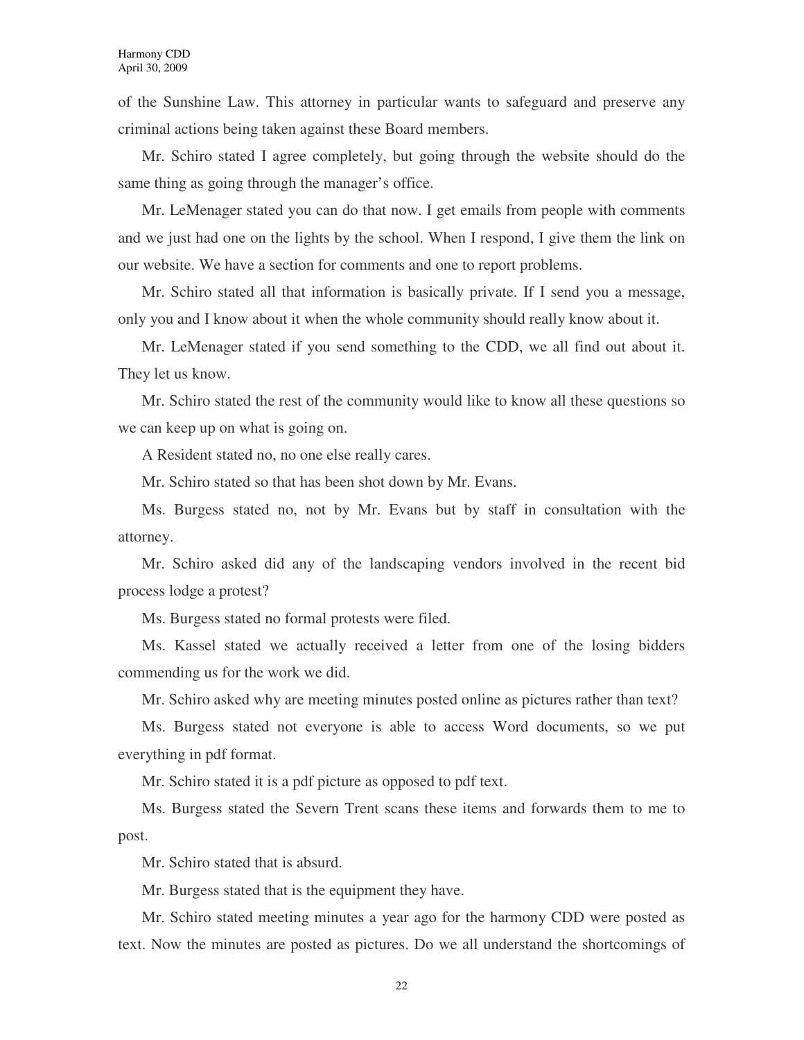of the Sunshine Law. This attorney in particular wants to safeguard and preserve any criminal actions being taken against these Board members.

Mr. Schiro stated I agree completely, but going through the website should do the same thing as going through the manager's office.

Mr. LeMenager stated you can do that now. I get emails from people with comments and we just had one on the lights by the school. When I respond, I give them the link on our website. We have a section for comments and one to report problems.

Mr. Schiro stated all that information is basically private. If I send you a message, only you and I know about it when the whole community should really know about it.

Mr. LeMenager stated if you send something to the CDD, we all find out about it. They let us know.

Mr. Schiro stated the rest of the community would like to know all these questions so we can keep up on what is going on.

A Resident stated no, no one else really cares.

Mr. Schiro stated so that has been shot down by Mr. Evans.

Ms. Burgess stated no, not by Mr. Evans but by staff in consultation with the attorney.

Mr. Schiro asked did any of the landscaping vendors involved in the recent bid process lodge a protest?

Ms. Burgess stated no formal protests were filed.

Ms. Kassel stated we actually received a letter from one of the losing bidders commending us for the work we did.

Mr. Schiro asked why are meeting minutes posted online as pictures rather than text?

Ms. Burgess stated not everyone is able to access Word documents, so we put everything in pdf format.

Mr. Schiro stated it is a pdf picture as opposed to pdf text.

Ms. Burgess stated the Severn Trent scans these items and forwards them to me to post.

Mr. Schiro stated that is absurd.

Mr. Burgess stated that is the equipment they have.

Mr. Schiro stated meeting minutes a year ago for the harmony CDD were posted as text. Now the minutes are posted as pictures. Do we all understand the shortcomings of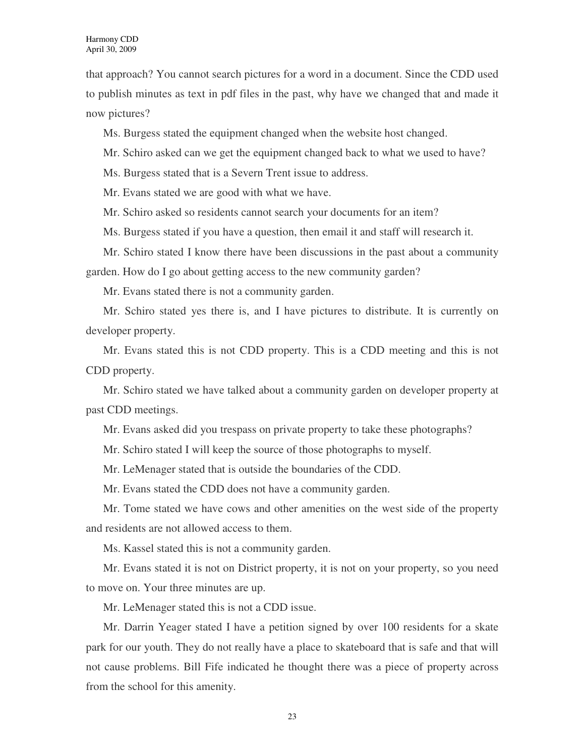that approach? You cannot search pictures for a word in a document. Since the CDD used to publish minutes as text in pdf files in the past, why have we changed that and made it now pictures?

Ms. Burgess stated the equipment changed when the website host changed.

Mr. Schiro asked can we get the equipment changed back to what we used to have?

Ms. Burgess stated that is a Severn Trent issue to address.

Mr. Evans stated we are good with what we have.

Mr. Schiro asked so residents cannot search your documents for an item?

Ms. Burgess stated if you have a question, then email it and staff will research it.

Mr. Schiro stated I know there have been discussions in the past about a community garden. How do I go about getting access to the new community garden?

Mr. Evans stated there is not a community garden.

Mr. Schiro stated yes there is, and I have pictures to distribute. It is currently on developer property.

Mr. Evans stated this is not CDD property. This is a CDD meeting and this is not CDD property.

Mr. Schiro stated we have talked about a community garden on developer property at past CDD meetings.

Mr. Evans asked did you trespass on private property to take these photographs?

Mr. Schiro stated I will keep the source of those photographs to myself.

Mr. LeMenager stated that is outside the boundaries of the CDD.

Mr. Evans stated the CDD does not have a community garden.

Mr. Tome stated we have cows and other amenities on the west side of the property and residents are not allowed access to them.

Ms. Kassel stated this is not a community garden.

Mr. Evans stated it is not on District property, it is not on your property, so you need to move on. Your three minutes are up.

Mr. LeMenager stated this is not a CDD issue.

Mr. Darrin Yeager stated I have a petition signed by over 100 residents for a skate park for our youth. They do not really have a place to skateboard that is safe and that will not cause problems. Bill Fife indicated he thought there was a piece of property across from the school for this amenity.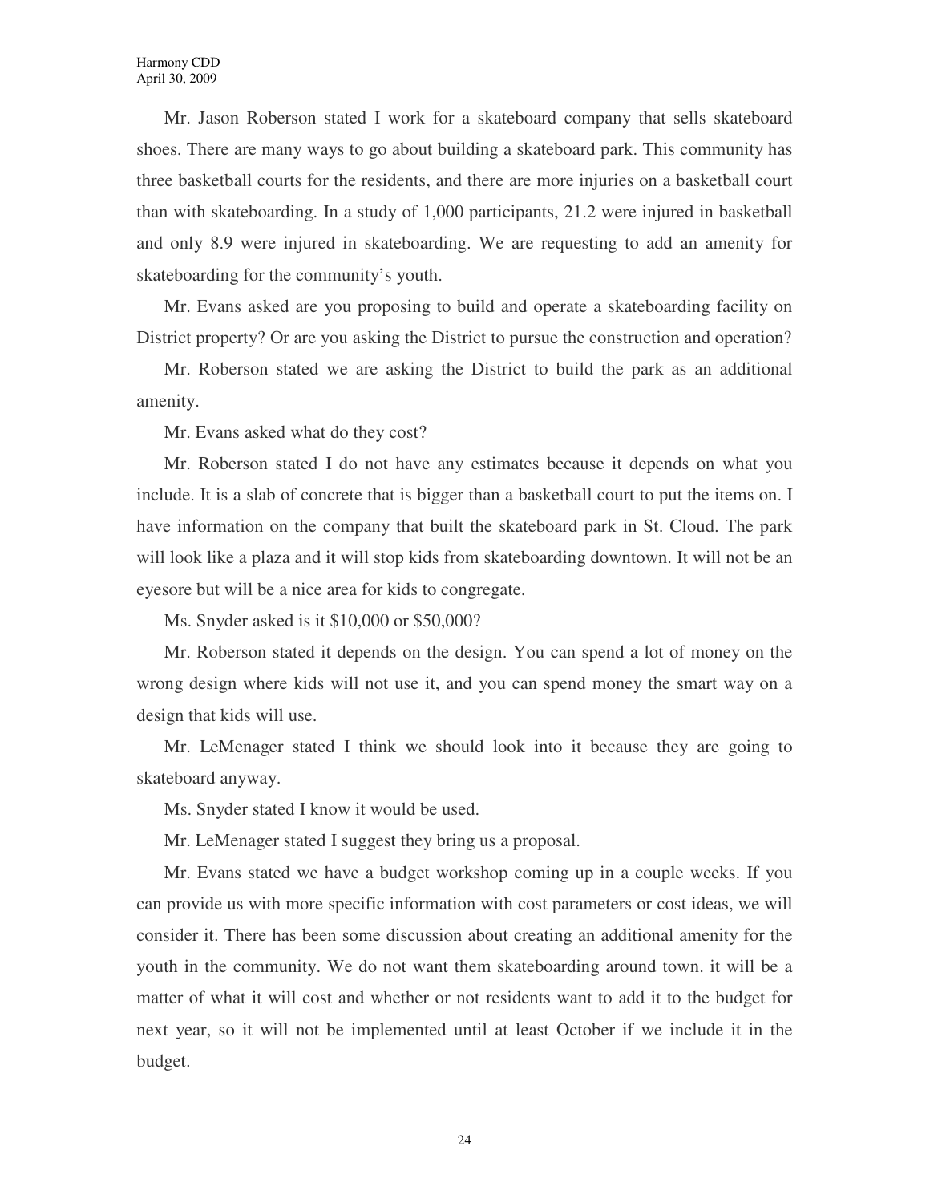Mr. Jason Roberson stated I work for a skateboard company that sells skateboard shoes. There are many ways to go about building a skateboard park. This community has three basketball courts for the residents, and there are more injuries on a basketball court than with skateboarding. In a study of 1,000 participants, 21.2 were injured in basketball and only 8.9 were injured in skateboarding. We are requesting to add an amenity for skateboarding for the community's youth.

Mr. Evans asked are you proposing to build and operate a skateboarding facility on District property? Or are you asking the District to pursue the construction and operation?

Mr. Roberson stated we are asking the District to build the park as an additional amenity.

Mr. Evans asked what do they cost?

Mr. Roberson stated I do not have any estimates because it depends on what you include. It is a slab of concrete that is bigger than a basketball court to put the items on. I have information on the company that built the skateboard park in St. Cloud. The park will look like a plaza and it will stop kids from skateboarding downtown. It will not be an eyesore but will be a nice area for kids to congregate.

Ms. Snyder asked is it $10,000 or $50,000?

Mr. Roberson stated it depends on the design. You can spend a lot of money on the wrong design where kids will not use it, and you can spend money the smart way on a design that kids will use.

Mr. LeMenager stated I think we should look into it because they are going to skateboard anyway.

Ms. Snyder stated I know it would be used.

Mr. LeMenager stated I suggest they bring us a proposal.

Mr. Evans stated we have a budget workshop coming up in a couple weeks. If you can provide us with more specific information with cost parameters or cost ideas, we will consider it. There has been some discussion about creating an additional amenity for the youth in the community. We do not want them skateboarding around town. it will be a matter of what it will cost and whether or not residents want to add it to the budget for next year, so it will not be implemented until at least October if we include it in the budget.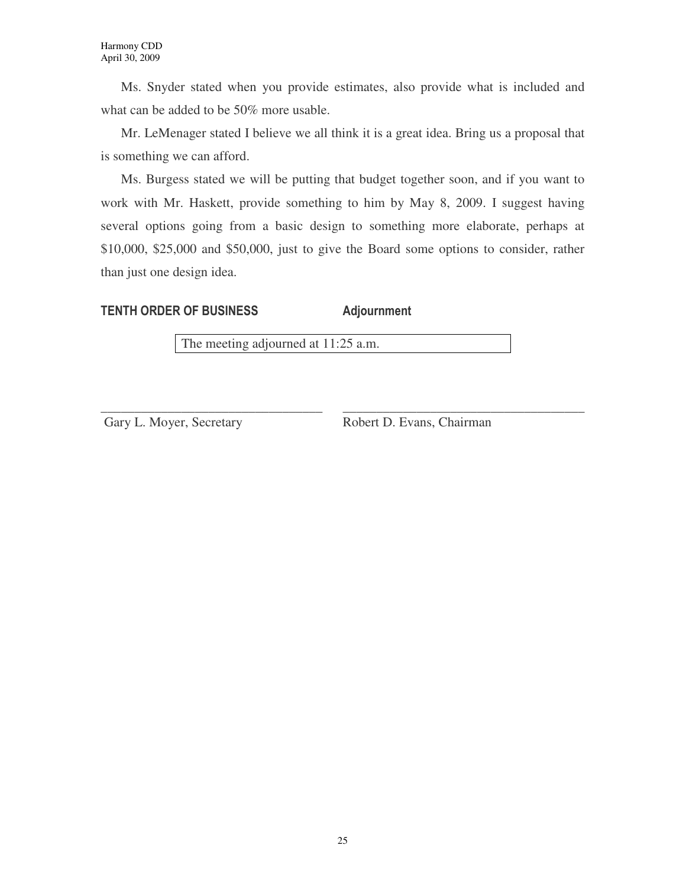Ms. Snyder stated when you provide estimates, also provide what is included and what can be added to be 50% more usable.

Mr. LeMenager stated I believe we all think it is a great idea. Bring us a proposal that is something we can afford.

Ms. Burgess stated we will be putting that budget together soon, and if you want to work with Mr. Haskett, provide something to him by May 8, 2009. I suggest having several options going from a basic design to something more elaborate, perhaps at $10,000, $25,000 and $50,000, just to give the Board some options to consider, rather than just one design idea.

**TENTH ORDER OF BUSINESS** **Adjournment**

The meeting adjourned at 11:25 a.m.

\_\_\_\_\_\_\_\_\_\_\_\_\_\_\_\_\_\_\_\_\_\_\_\_\_\_\_\_\_\_\_\_
Gary L. Moyer, Secretary

\_\_\_\_\_\_\_\_\_\_\_\_\_\_\_\_\_\_\_\_\_\_\_\_\_\_\_\_\_\_\_\_
Robert D. Evans, Chairman